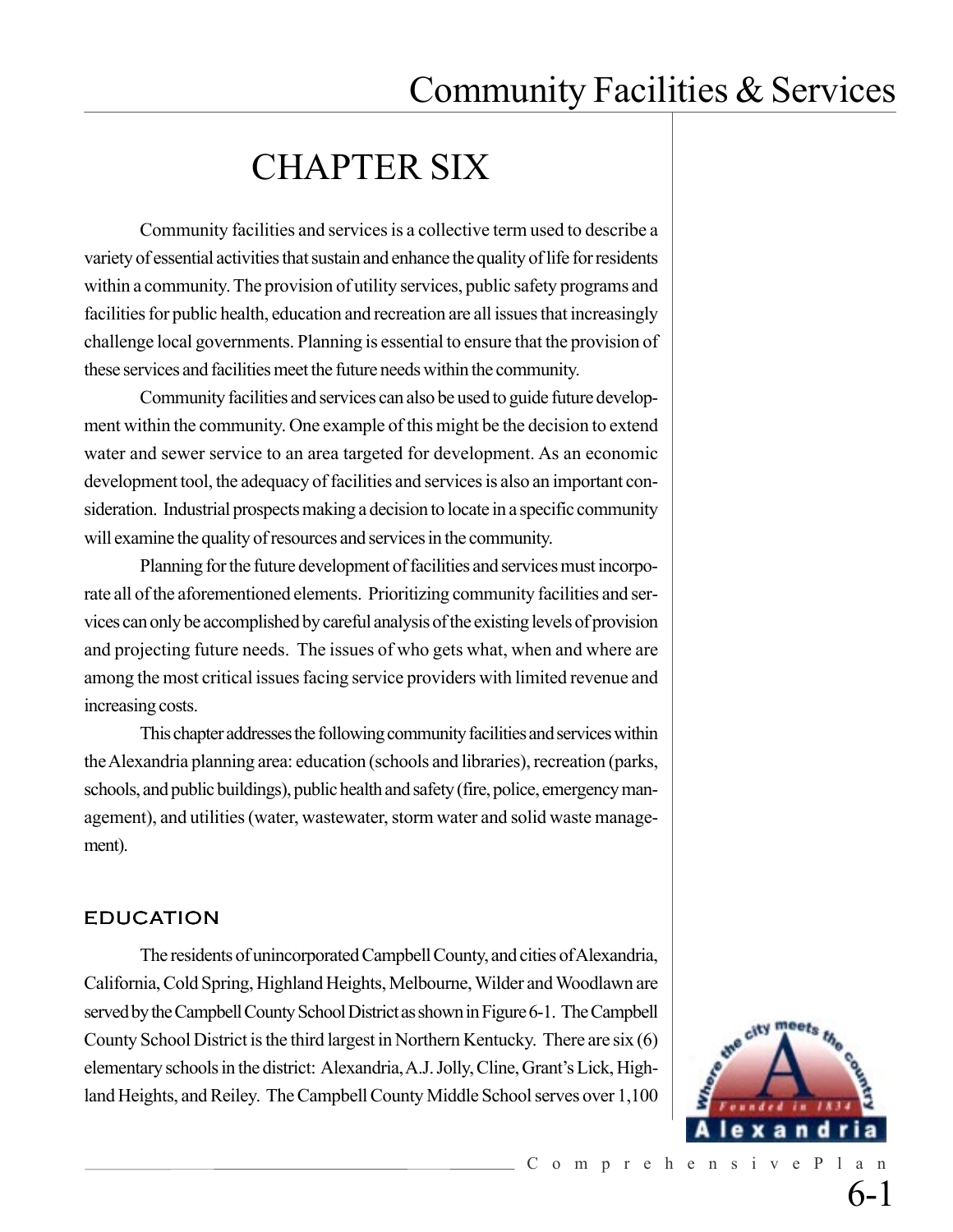# CHAPTER SIX

Community facilities and services is a collective term used to describe a variety of essential activities that sustain and enhance the quality of life for residents within a community. The provision of utility services, public safety programs and facilities for public health, education and recreation are all issues that increasingly challenge local governments. Planning is essential to ensure that the provision of these services and facilities meet the future needs within the community.

Community facilities and services can also be used to guide future development within the community. One example of this might be the decision to extend water and sewer service to an area targeted for development. As an economic development tool, the adequacy of facilities and services is also an important consideration. Industrial prospects making a decision to locate in a specific community will examine the quality of resources and services in the community.

Planning for the future development of facilities and services must incorporate all of the aforementioned elements. Prioritizing community facilities and services can only be accomplished by careful analysis of the existing levels of provision and projecting future needs. The issues of who gets what, when and where are among the most critical issues facing service providers with limited revenue and increasing costs.

This chapter addresses the following community facilities and services within the Alexandria planning area: education (schools and libraries), recreation (parks, schools, and public buildings), public health and safety (fire, police, emergency management), and utilities (water, wastewater, storm water and solid waste management).

## EDUCATION

The residents of unincorporated Campbell County, and cities of Alexandria, California, Cold Spring, Highland Heights, Melbourne, Wilder and Woodlawn are served by the Campbell County School District as shown in Figure 6-1. The Campbell County School District is the third largest in Northern Kentucky. There are six (6) elementary schools in the district: Alexandria, A.J. Jolly, Cline, Grant's Lick, Highland Heights, and Reiley. The Campbell County Middle School serves over 1,100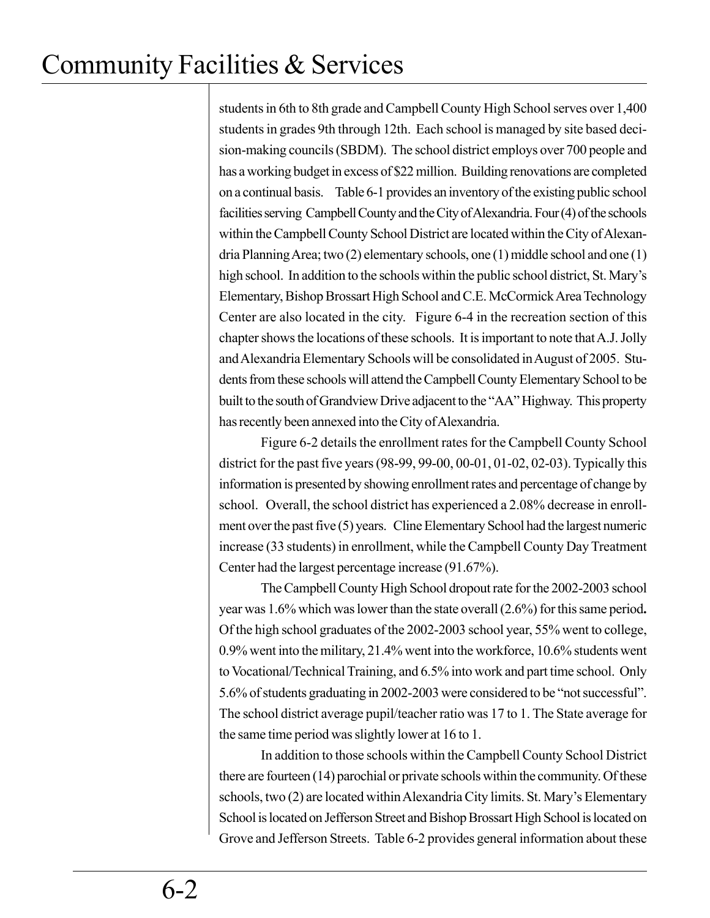students in 6th to 8th grade and Campbell County High School serves over 1,400 students in grades 9th through 12th. Each school is managed by site based decision-making councils (SBDM). The school district employs over 700 people and has a working budget in excess of $22 million. Building renovations are completed on a continual basis. Table 6-1 provides an inventory of the existing public school facilities serving Campbell County and the City of Alexandria. Four (4) of the schools within the Campbell County School District are located within the City of Alexandria Planning Area; two (2) elementary schools, one (1) middle school and one (1) high school. In addition to the schools within the public school district, St. Mary's Elementary, Bishop Brossart High School and C.E. McCormick Area Technology Center are also located in the city. Figure 6-4 in the recreation section of this chapter shows the locations of these schools. It is important to note that A.J. Jolly and Alexandria Elementary Schools will be consolidated in August of 2005. Students from these schools will attend the Campbell County Elementary School to be built to the south of Grandview Drive adjacent to the "AA" Highway. This property has recently been annexed into the City of Alexandria.

Figure 6-2 details the enrollment rates for the Campbell County School district for the past five years (98-99, 99-00, 00-01, 01-02, 02-03). Typically this information is presented by showing enrollment rates and percentage of change by school. Overall, the school district has experienced a 2.08% decrease in enrollment over the past five (5) years. Cline Elementary School had the largest numeric increase (33 students) in enrollment, while the Campbell County Day Treatment Center had the largest percentage increase (91.67%).

The Campbell County High School dropout rate for the 2002-2003 school year was 1.6% which was lower than the state overall (2.6%) for this same period**.** Of the high school graduates of the 2002-2003 school year, 55% went to college, 0.9% went into the military, 21.4% went into the workforce, 10.6% students went to Vocational/Technical Training, and 6.5% into work and part time school. Only 5.6% of students graduating in 2002-2003 were considered to be "not successful". The school district average pupil/teacher ratio was 17 to 1. The State average for the same time period was slightly lower at 16 to 1.

In addition to those schools within the Campbell County School District there are fourteen (14) parochial or private schools within the community. Of these schools, two (2) are located within Alexandria City limits. St. Mary's Elementary School is located on Jefferson Street and Bishop Brossart High School is located on Grove and Jefferson Streets. Table 6-2 provides general information about these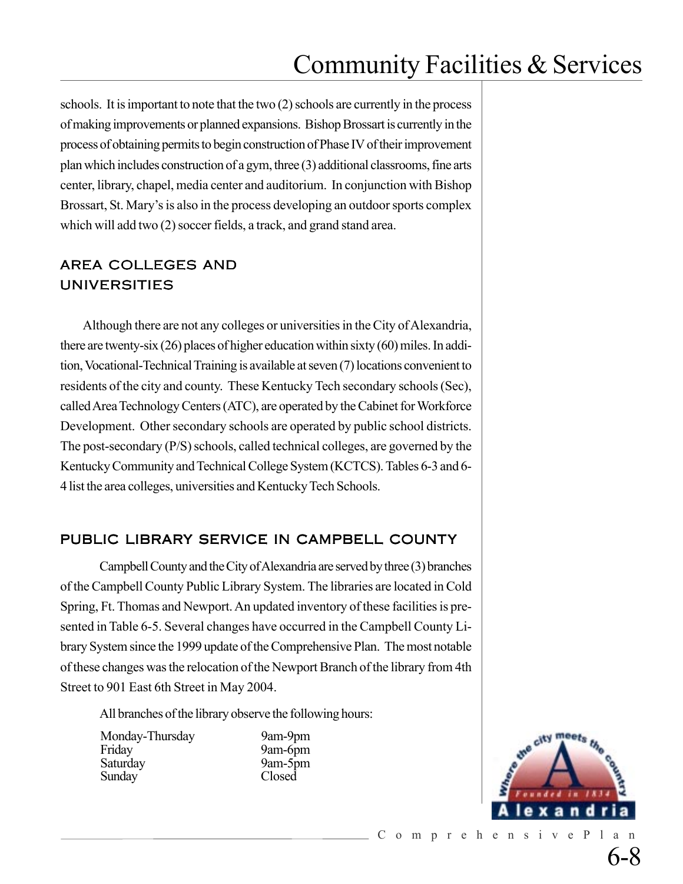schools. It is important to note that the two (2) schools are currently in the process of making improvements or planned expansions. Bishop Brossart is currently in the process of obtaining permits to begin construction of Phase IV of their improvement plan which includes construction of a gym, three (3) additional classrooms, fine arts center, library, chapel, media center and auditorium. In conjunction with Bishop Brossart, St. Mary's is also in the process developing an outdoor sports complex which will add two (2) soccer fields, a track, and grand stand area.

## AREA COLLEGES AND UNIVERSITIES

Although there are not any colleges or universities in the City of Alexandria, there are twenty-six (26) places of higher education within sixty (60) miles. In addition, Vocational-Technical Training is available at seven (7) locations convenient to residents of the city and county. These Kentucky Tech secondary schools (Sec), called Area Technology Centers (ATC), are operated by the Cabinet for Workforce Development. Other secondary schools are operated by public school districts. The post-secondary (P/S) schools, called technical colleges, are governed by the Kentucky Community and Technical College System (KCTCS). Tables 6-3 and 6-4 list the area colleges, universities and Kentucky Tech Schools.

## PUBLIC LIBRARY SERVICE IN CAMPBELL COUNTY

Campbell County and the City of Alexandria are served by three (3) branches of the Campbell County Public Library System. The libraries are located in Cold Spring, Ft. Thomas and Newport. An updated inventory of these facilities is presented in Table 6-5. Several changes have occurred in the Campbell County Library System since the 1999 update of the Comprehensive Plan. The most notable of these changes was the relocation of the Newport Branch of the library from 4th Street to 901 East 6th Street in May 2004.

All branches of the library observe the following hours:

| | |
|---|---|
| Monday-Thursday | 9am-9pm |
| Friday | 9am-6pm |
| Saturday | 9am-5pm |
| Sunday | Closed |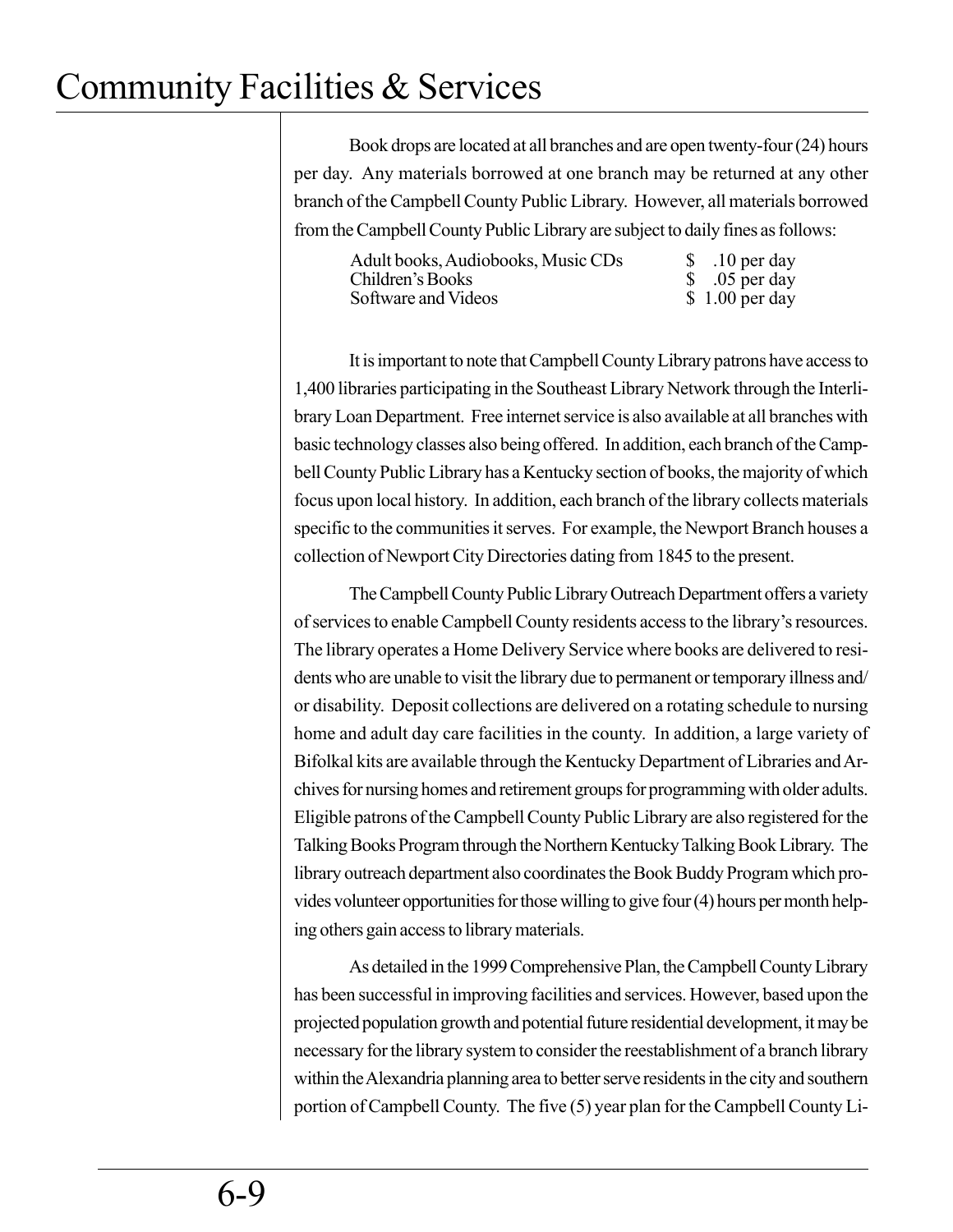Book drops are located at all branches and are open twenty-four (24) hours per day. Any materials borrowed at one branch may be returned at any other branch of the Campbell County Public Library. However, all materials borrowed from the Campbell County Public Library are subject to daily fines as follows:

| | |
|---|---|
| Adult books, Audiobooks, Music CDs | $ .10 per day |
| Children's Books | $ .05 per day |
| Software and Videos | $ 1.00 per day |

It is important to note that Campbell County Library patrons have access to 1,400 libraries participating in the Southeast Library Network through the Interlibrary Loan Department. Free internet service is also available at all branches with basic technology classes also being offered. In addition, each branch of the Campbell County Public Library has a Kentucky section of books, the majority of which focus upon local history. In addition, each branch of the library collects materials specific to the communities it serves. For example, the Newport Branch houses a collection of Newport City Directories dating from 1845 to the present.

The Campbell County Public Library Outreach Department offers a variety of services to enable Campbell County residents access to the library's resources. The library operates a Home Delivery Service where books are delivered to residents who are unable to visit the library due to permanent or temporary illness and/or disability. Deposit collections are delivered on a rotating schedule to nursing home and adult day care facilities in the county. In addition, a large variety of Bifolkal kits are available through the Kentucky Department of Libraries and Archives for nursing homes and retirement groups for programming with older adults. Eligible patrons of the Campbell County Public Library are also registered for the Talking Books Program through the Northern Kentucky Talking Book Library. The library outreach department also coordinates the Book Buddy Program which provides volunteer opportunities for those willing to give four (4) hours per month helping others gain access to library materials.

As detailed in the 1999 Comprehensive Plan, the Campbell County Library has been successful in improving facilities and services. However, based upon the projected population growth and potential future residential development, it may be necessary for the library system to consider the reestablishment of a branch library within the Alexandria planning area to better serve residents in the city and southern portion of Campbell County. The five (5) year plan for the Campbell County Li-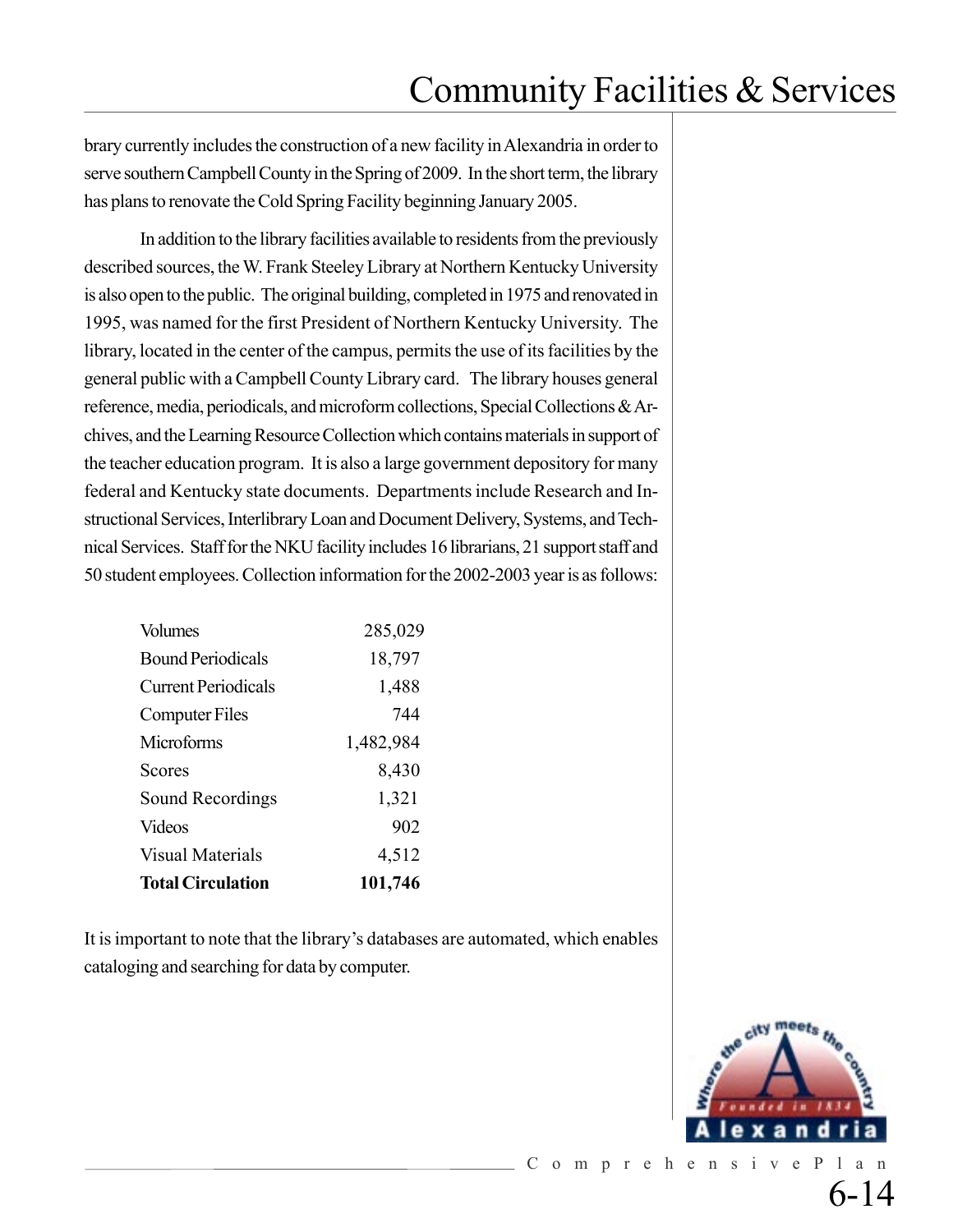brary currently includes the construction of a new facility in Alexandria in order to serve southern Campbell County in the Spring of 2009. In the short term, the library has plans to renovate the Cold Spring Facility beginning January 2005.

In addition to the library facilities available to residents from the previously described sources, the W. Frank Steeley Library at Northern Kentucky University is also open to the public. The original building, completed in 1975 and renovated in 1995, was named for the first President of Northern Kentucky University. The library, located in the center of the campus, permits the use of its facilities by the general public with a Campbell County Library card. The library houses general reference, media, periodicals, and microform collections, Special Collections & Archives, and the Learning Resource Collection which contains materials in support of the teacher education program. It is also a large government depository for many federal and Kentucky state documents. Departments include Research and Instructional Services, Interlibrary Loan and Document Delivery, Systems, and Technical Services. Staff for the NKU facility includes 16 librarians, 21 support staff and 50 student employees. Collection information for the 2002-2003 year is as follows:

| | |
|---|---|
| Volumes | 285,029 |
| Bound Periodicals | 18,797 |
| Current Periodicals | 1,488 |
| Computer Files | 744 |
| Microforms | 1,482,984 |
| Scores | 8,430 |
| Sound Recordings | 1,321 |
| Videos | 902 |
| Visual Materials | 4,512 |
| **Total Circulation** | **101,746** |

It is important to note that the library's databases are automated, which enables cataloging and searching for data by computer.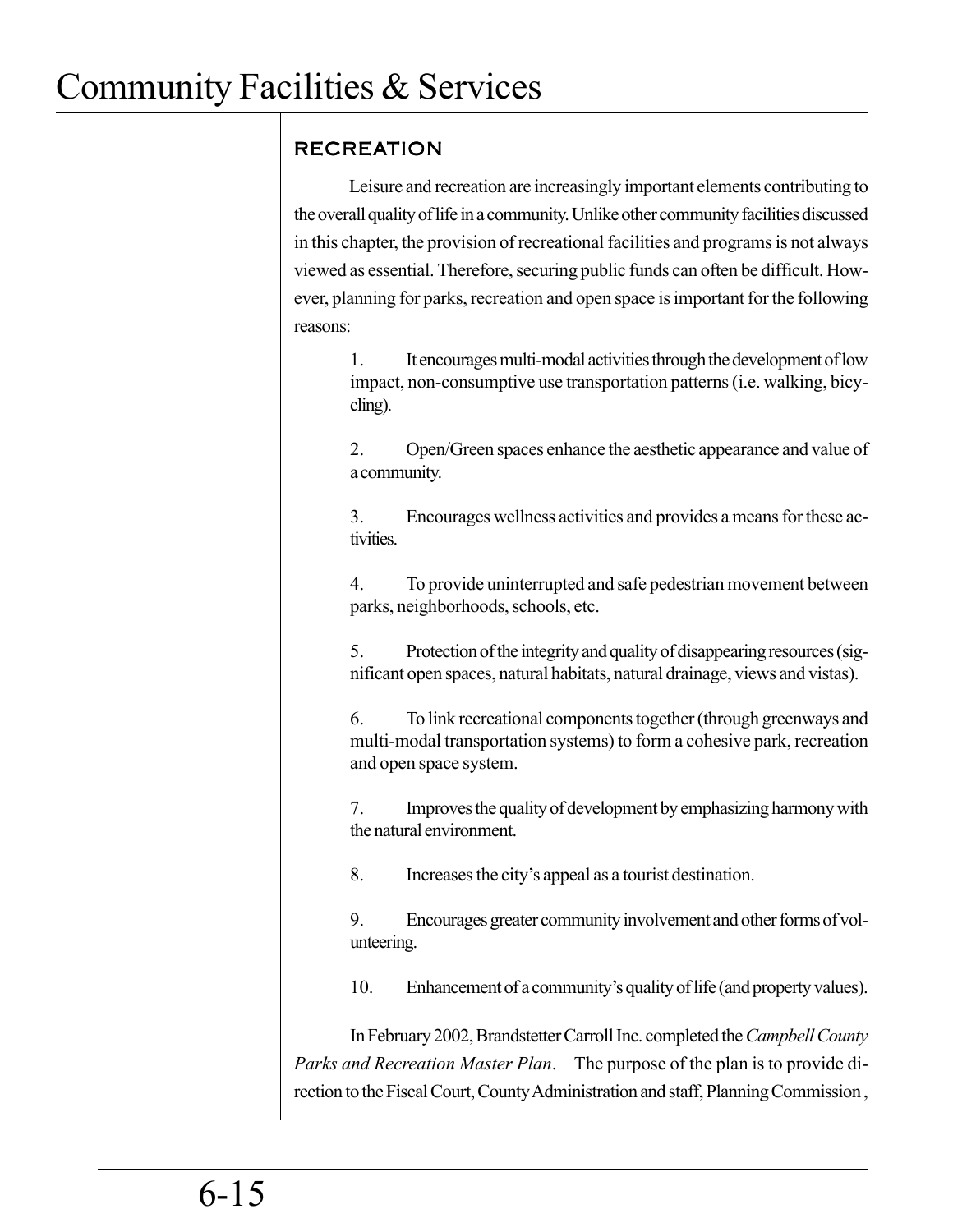## RECREATION

Leisure and recreation are increasingly important elements contributing to the overall quality of life in a community. Unlike other community facilities discussed in this chapter, the provision of recreational facilities and programs is not always viewed as essential. Therefore, securing public funds can often be difficult. However, planning for parks, recreation and open space is important for the following reasons:

1. It encourages multi-modal activities through the development of low impact, non-consumptive use transportation patterns (i.e. walking, bicycling).

2. Open/Green spaces enhance the aesthetic appearance and value of a community.

3. Encourages wellness activities and provides a means for these activities.

4. To provide uninterrupted and safe pedestrian movement between parks, neighborhoods, schools, etc.

5. Protection of the integrity and quality of disappearing resources (significant open spaces, natural habitats, natural drainage, views and vistas).

6. To link recreational components together (through greenways and multi-modal transportation systems) to form a cohesive park, recreation and open space system.

7. Improves the quality of development by emphasizing harmony with the natural environment.

8. Increases the city's appeal as a tourist destination.

9. Encourages greater community involvement and other forms of volunteering.

10. Enhancement of a community's quality of life (and property values).

In February 2002, Brandstetter Carroll Inc. completed the *Campbell County Parks and Recreation Master Plan*. The purpose of the plan is to provide direction to the Fiscal Court, County Administration and staff, Planning Commission ,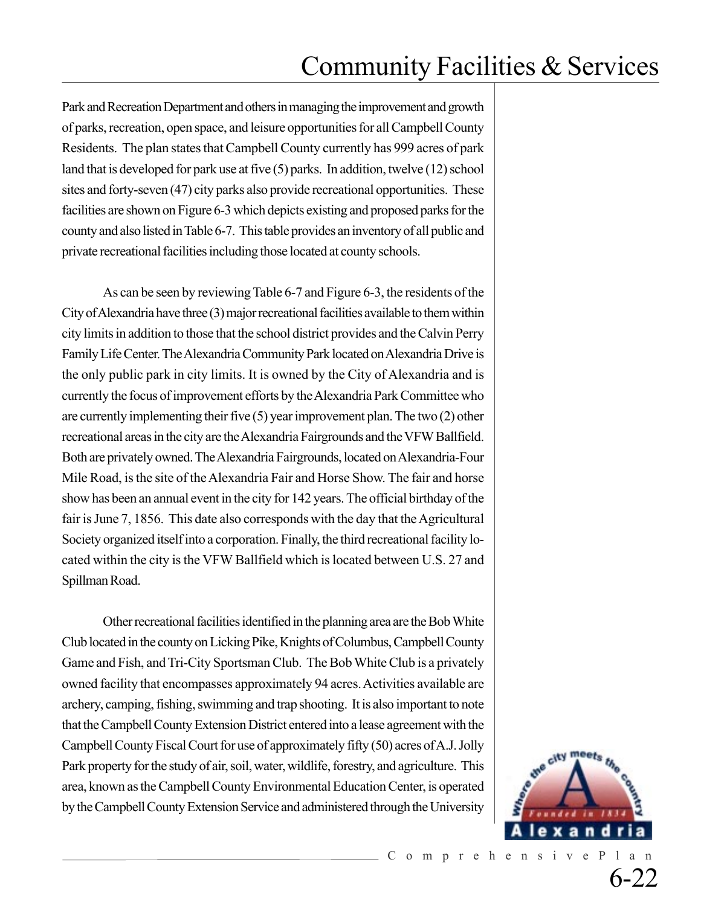Park and Recreation Department and others in managing the improvement and growth of parks, recreation, open space, and leisure opportunities for all Campbell County Residents. The plan states that Campbell County currently has 999 acres of park land that is developed for park use at five (5) parks. In addition, twelve (12) school sites and forty-seven (47) city parks also provide recreational opportunities. These facilities are shown on Figure 6-3 which depicts existing and proposed parks for the county and also listed in Table 6-7. This table provides an inventory of all public and private recreational facilities including those located at county schools.

As can be seen by reviewing Table 6-7 and Figure 6-3, the residents of the City of Alexandria have three (3) major recreational facilities available to them within city limits in addition to those that the school district provides and the Calvin Perry Family Life Center. The Alexandria Community Park located on Alexandria Drive is the only public park in city limits. It is owned by the City of Alexandria and is currently the focus of improvement efforts by the Alexandria Park Committee who are currently implementing their five (5) year improvement plan. The two (2) other recreational areas in the city are the Alexandria Fairgrounds and the VFW Ballfield. Both are privately owned. The Alexandria Fairgrounds, located on Alexandria-Four Mile Road, is the site of the Alexandria Fair and Horse Show. The fair and horse show has been an annual event in the city for 142 years. The official birthday of the fair is June 7, 1856. This date also corresponds with the day that the Agricultural Society organized itself into a corporation. Finally, the third recreational facility located within the city is the VFW Ballfield which is located between U.S. 27 and Spillman Road.

Other recreational facilities identified in the planning area are the Bob White Club located in the county on Licking Pike, Knights of Columbus, Campbell County Game and Fish, and Tri-City Sportsman Club. The Bob White Club is a privately owned facility that encompasses approximately 94 acres. Activities available are archery, camping, fishing, swimming and trap shooting. It is also important to note that the Campbell County Extension District entered into a lease agreement with the Campbell County Fiscal Court for use of approximately fifty (50) acres of A.J. Jolly Park property for the study of air, soil, water, wildlife, forestry, and agriculture. This area, known as the Campbell County Environmental Education Center, is operated by the Campbell County Extension Service and administered through the University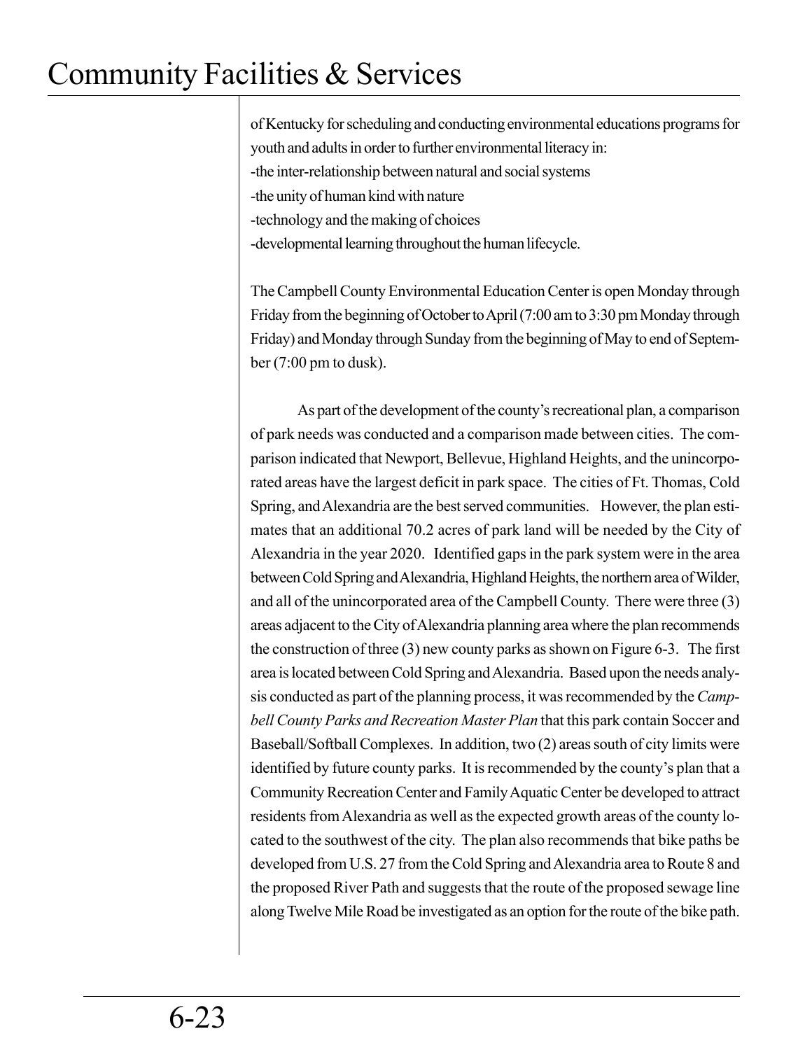of Kentucky for scheduling and conducting environmental educations programs for youth and adults in order to further environmental literacy in:
-the inter-relationship between natural and social systems
-the unity of human kind with nature
-technology and the making of choices
-developmental learning throughout the human lifecycle.

The Campbell County Environmental Education Center is open Monday through Friday from the beginning of October to April (7:00 am to 3:30 pm Monday through Friday) and Monday through Sunday from the beginning of May to end of September (7:00 pm to dusk).

As part of the development of the county's recreational plan, a comparison of park needs was conducted and a comparison made between cities. The comparison indicated that Newport, Bellevue, Highland Heights, and the unincorporated areas have the largest deficit in park space. The cities of Ft. Thomas, Cold Spring, and Alexandria are the best served communities. However, the plan estimates that an additional 70.2 acres of park land will be needed by the City of Alexandria in the year 2020. Identified gaps in the park system were in the area between Cold Spring and Alexandria, Highland Heights, the northern area of Wilder, and all of the unincorporated area of the Campbell County. There were three (3) areas adjacent to the City of Alexandria planning area where the plan recommends the construction of three (3) new county parks as shown on Figure 6-3. The first area is located between Cold Spring and Alexandria. Based upon the needs analysis conducted as part of the planning process, it was recommended by the *Campbell County Parks and Recreation Master Plan* that this park contain Soccer and Baseball/Softball Complexes. In addition, two (2) areas south of city limits were identified by future county parks. It is recommended by the county's plan that a Community Recreation Center and Family Aquatic Center be developed to attract residents from Alexandria as well as the expected growth areas of the county located to the southwest of the city. The plan also recommends that bike paths be developed from U.S. 27 from the Cold Spring and Alexandria area to Route 8 and the proposed River Path and suggests that the route of the proposed sewage line along Twelve Mile Road be investigated as an option for the route of the bike path.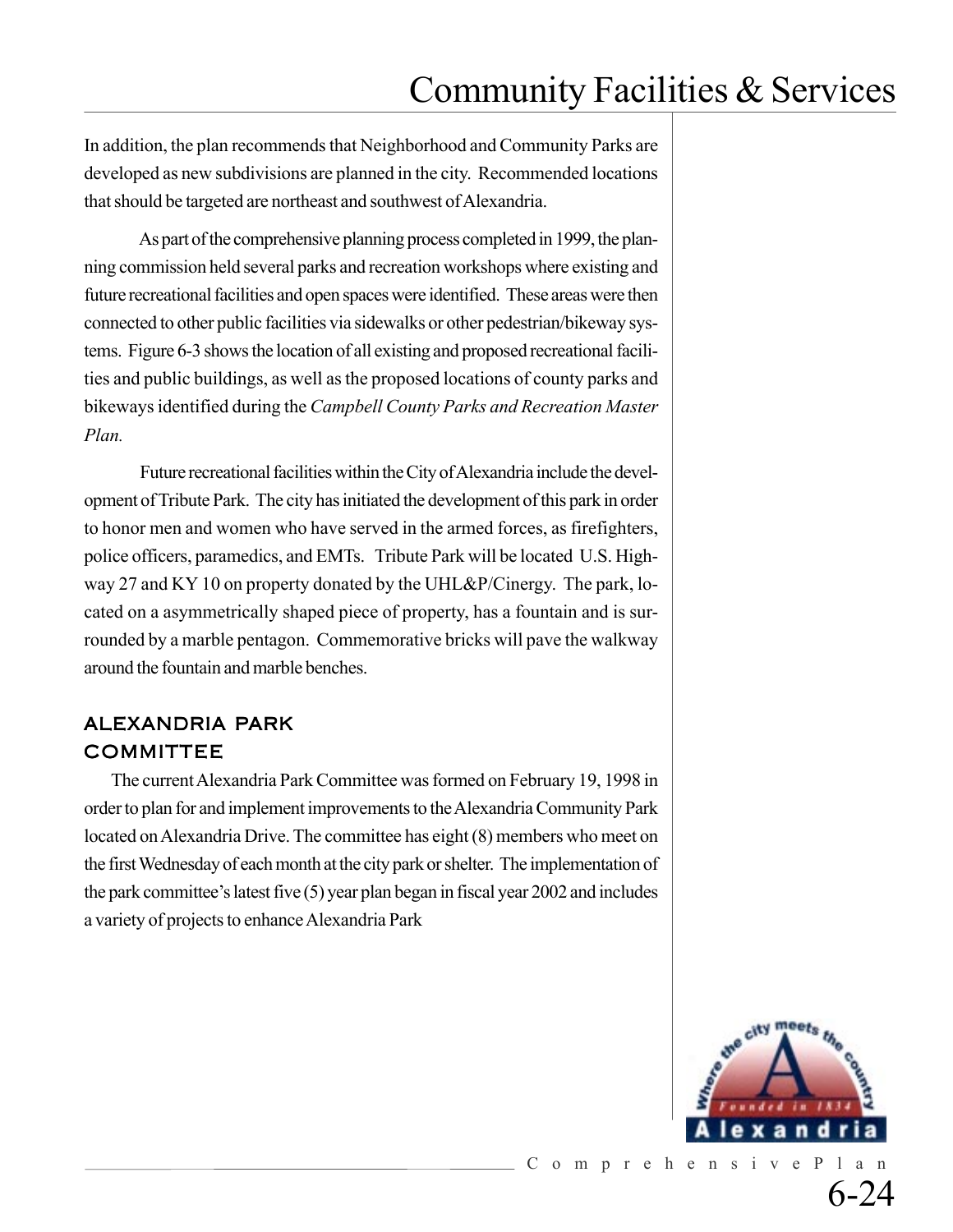In addition, the plan recommends that Neighborhood and Community Parks are developed as new subdivisions are planned in the city. Recommended locations that should be targeted are northeast and southwest of Alexandria.

As part of the comprehensive planning process completed in 1999, the planning commission held several parks and recreation workshops where existing and future recreational facilities and open spaces were identified. These areas were then connected to other public facilities via sidewalks or other pedestrian/bikeway systems. Figure 6-3 shows the location of all existing and proposed recreational facilities and public buildings, as well as the proposed locations of county parks and bikeways identified during the *Campbell County Parks and Recreation Master Plan.*

Future recreational facilities within the City of Alexandria include the development of Tribute Park. The city has initiated the development of this park in order to honor men and women who have served in the armed forces, as firefighters, police officers, paramedics, and EMTs. Tribute Park will be located U.S. Highway 27 and KY 10 on property donated by the UHL&P/Cinergy. The park, located on a asymmetrically shaped piece of property, has a fountain and is surrounded by a marble pentagon. Commemorative bricks will pave the walkway around the fountain and marble benches.

## ALEXANDRIA PARK COMMITTEE

The current Alexandria Park Committee was formed on February 19, 1998 in order to plan for and implement improvements to the Alexandria Community Park located on Alexandria Drive. The committee has eight (8) members who meet on the first Wednesday of each month at the city park or shelter. The implementation of the park committee's latest five (5) year plan began in fiscal year 2002 and includes a variety of projects to enhance Alexandria Park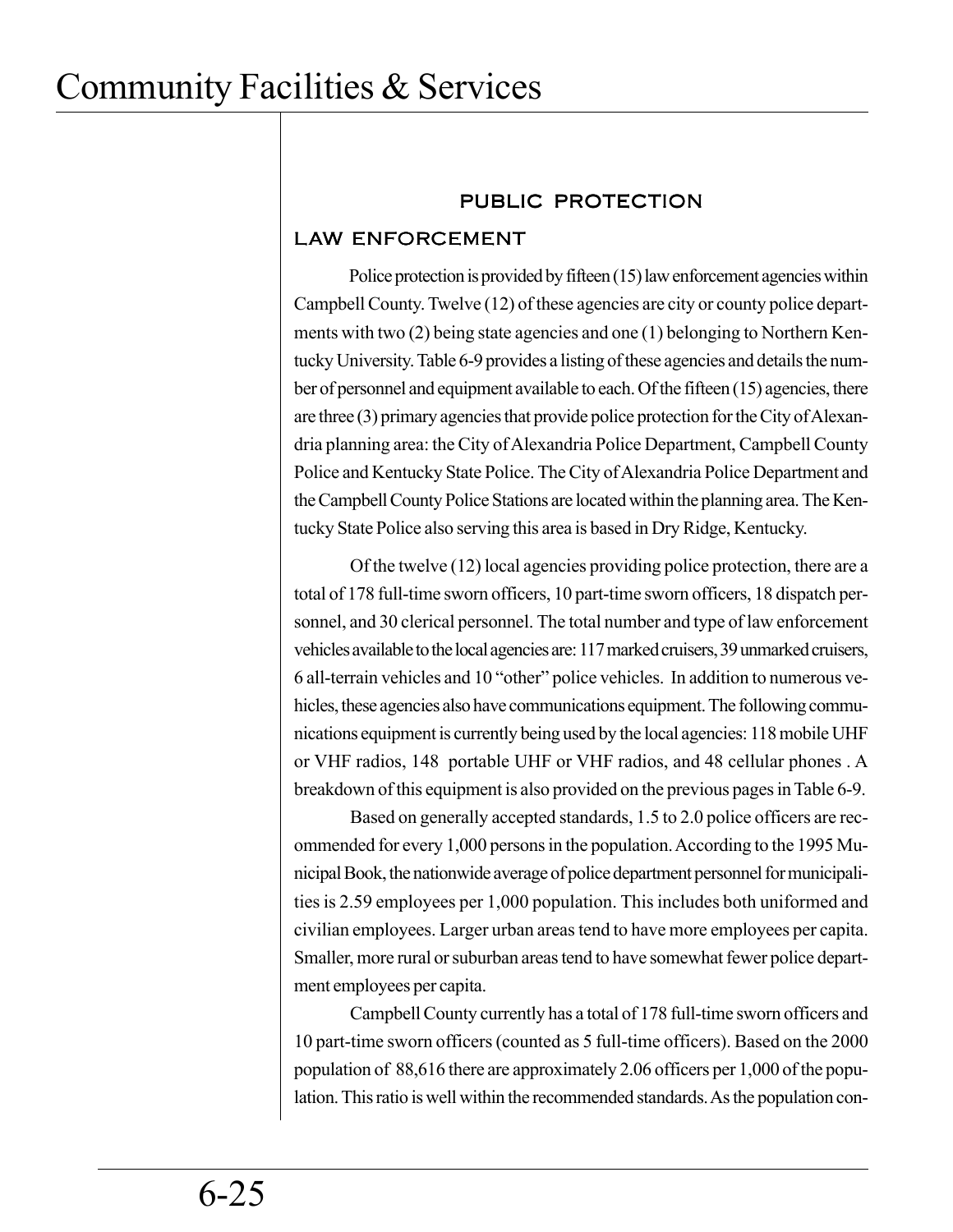## PUBLIC PROTECTION

### LAW ENFORCEMENT

Police protection is provided by fifteen (15) law enforcement agencies within Campbell County. Twelve (12) of these agencies are city or county police departments with two (2) being state agencies and one (1) belonging to Northern Kentucky University. Table 6-9 provides a listing of these agencies and details the number of personnel and equipment available to each. Of the fifteen (15) agencies, there are three (3) primary agencies that provide police protection for the City of Alexandria planning area: the City of Alexandria Police Department, Campbell County Police and Kentucky State Police. The City of Alexandria Police Department and the Campbell County Police Stations are located within the planning area. The Kentucky State Police also serving this area is based in Dry Ridge, Kentucky.

Of the twelve (12) local agencies providing police protection, there are a total of 178 full-time sworn officers, 10 part-time sworn officers, 18 dispatch personnel, and 30 clerical personnel. The total number and type of law enforcement vehicles available to the local agencies are: 117 marked cruisers, 39 unmarked cruisers, 6 all-terrain vehicles and 10 "other" police vehicles. In addition to numerous vehicles, these agencies also have communications equipment. The following communications equipment is currently being used by the local agencies: 118 mobile UHF or VHF radios, 148 portable UHF or VHF radios, and 48 cellular phones . A breakdown of this equipment is also provided on the previous pages in Table 6-9.

Based on generally accepted standards, 1.5 to 2.0 police officers are recommended for every 1,000 persons in the population. According to the 1995 Municipal Book, the nationwide average of police department personnel for municipalities is 2.59 employees per 1,000 population. This includes both uniformed and civilian employees. Larger urban areas tend to have more employees per capita. Smaller, more rural or suburban areas tend to have somewhat fewer police department employees per capita.

Campbell County currently has a total of 178 full-time sworn officers and 10 part-time sworn officers (counted as 5 full-time officers). Based on the 2000 population of 88,616 there are approximately 2.06 officers per 1,000 of the population. This ratio is well within the recommended standards. As the population con-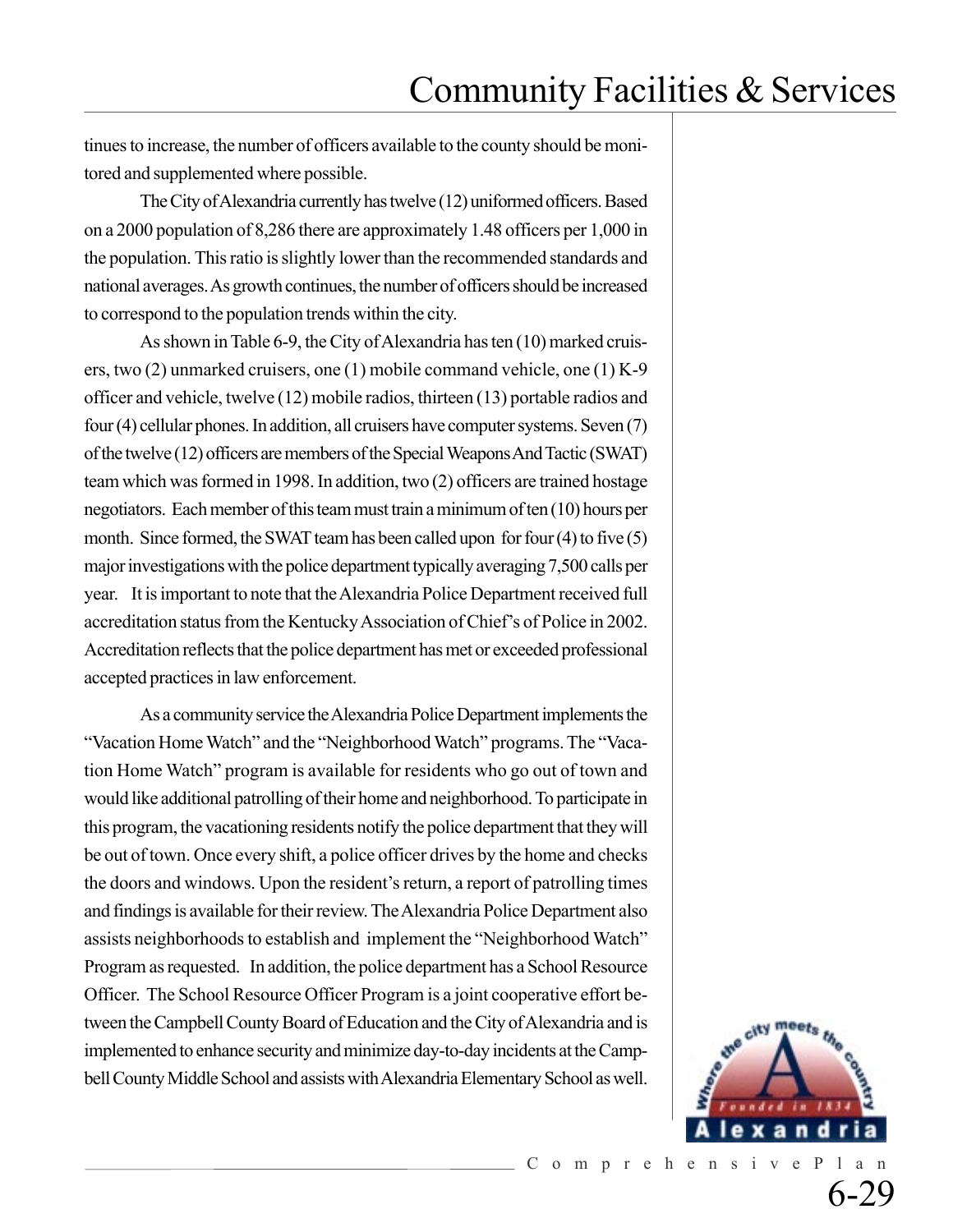tinues to increase, the number of officers available to the county should be monitored and supplemented where possible.

The City of Alexandria currently has twelve (12) uniformed officers. Based on a 2000 population of 8,286 there are approximately 1.48 officers per 1,000 in the population. This ratio is slightly lower than the recommended standards and national averages. As growth continues, the number of officers should be increased to correspond to the population trends within the city.

As shown in Table 6-9, the City of Alexandria has ten (10) marked cruisers, two (2) unmarked cruisers, one (1) mobile command vehicle, one (1) K-9 officer and vehicle, twelve (12) mobile radios, thirteen (13) portable radios and four (4) cellular phones. In addition, all cruisers have computer systems. Seven (7) of the twelve (12) officers are members of the Special Weapons And Tactic (SWAT) team which was formed in 1998. In addition, two (2) officers are trained hostage negotiators. Each member of this team must train a minimum of ten (10) hours per month. Since formed, the SWAT team has been called upon for four (4) to five (5) major investigations with the police department typically averaging 7,500 calls per year. It is important to note that the Alexandria Police Department received full accreditation status from the Kentucky Association of Chief's of Police in 2002. Accreditation reflects that the police department has met or exceeded professional accepted practices in law enforcement.

As a community service the Alexandria Police Department implements the "Vacation Home Watch" and the "Neighborhood Watch" programs. The "Vacation Home Watch" program is available for residents who go out of town and would like additional patrolling of their home and neighborhood. To participate in this program, the vacationing residents notify the police department that they will be out of town. Once every shift, a police officer drives by the home and checks the doors and windows. Upon the resident's return, a report of patrolling times and findings is available for their review. The Alexandria Police Department also assists neighborhoods to establish and implement the "Neighborhood Watch" Program as requested. In addition, the police department has a School Resource Officer. The School Resource Officer Program is a joint cooperative effort between the Campbell County Board of Education and the City of Alexandria and is implemented to enhance security and minimize day-to-day incidents at the Campbell County Middle School and assists with Alexandria Elementary School as well.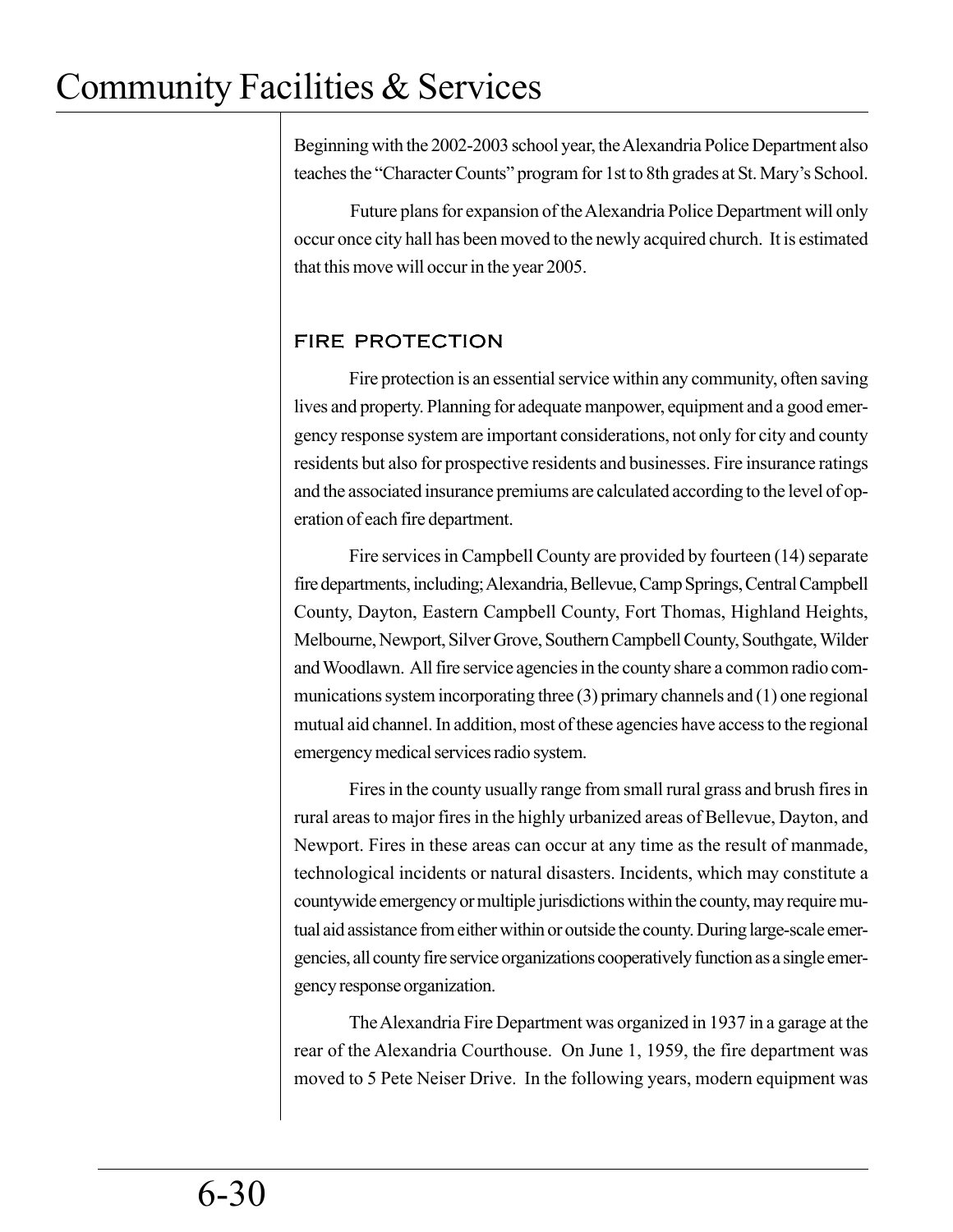Beginning with the 2002-2003 school year, the Alexandria Police Department also teaches the "Character Counts" program for 1st to 8th grades at St. Mary's School.

Future plans for expansion of the Alexandria Police Department will only occur once city hall has been moved to the newly acquired church. It is estimated that this move will occur in the year 2005.

## FIRE PROTECTION

Fire protection is an essential service within any community, often saving lives and property. Planning for adequate manpower, equipment and a good emergency response system are important considerations, not only for city and county residents but also for prospective residents and businesses. Fire insurance ratings and the associated insurance premiums are calculated according to the level of operation of each fire department.

Fire services in Campbell County are provided by fourteen (14) separate fire departments, including; Alexandria, Bellevue, Camp Springs, Central Campbell County, Dayton, Eastern Campbell County, Fort Thomas, Highland Heights, Melbourne, Newport, Silver Grove, Southern Campbell County, Southgate, Wilder and Woodlawn. All fire service agencies in the county share a common radio communications system incorporating three (3) primary channels and (1) one regional mutual aid channel. In addition, most of these agencies have access to the regional emergency medical services radio system.

Fires in the county usually range from small rural grass and brush fires in rural areas to major fires in the highly urbanized areas of Bellevue, Dayton, and Newport. Fires in these areas can occur at any time as the result of manmade, technological incidents or natural disasters. Incidents, which may constitute a countywide emergency or multiple jurisdictions within the county, may require mutual aid assistance from either within or outside the county. During large-scale emergencies, all county fire service organizations cooperatively function as a single emergency response organization.

The Alexandria Fire Department was organized in 1937 in a garage at the rear of the Alexandria Courthouse. On June 1, 1959, the fire department was moved to 5 Pete Neiser Drive. In the following years, modern equipment was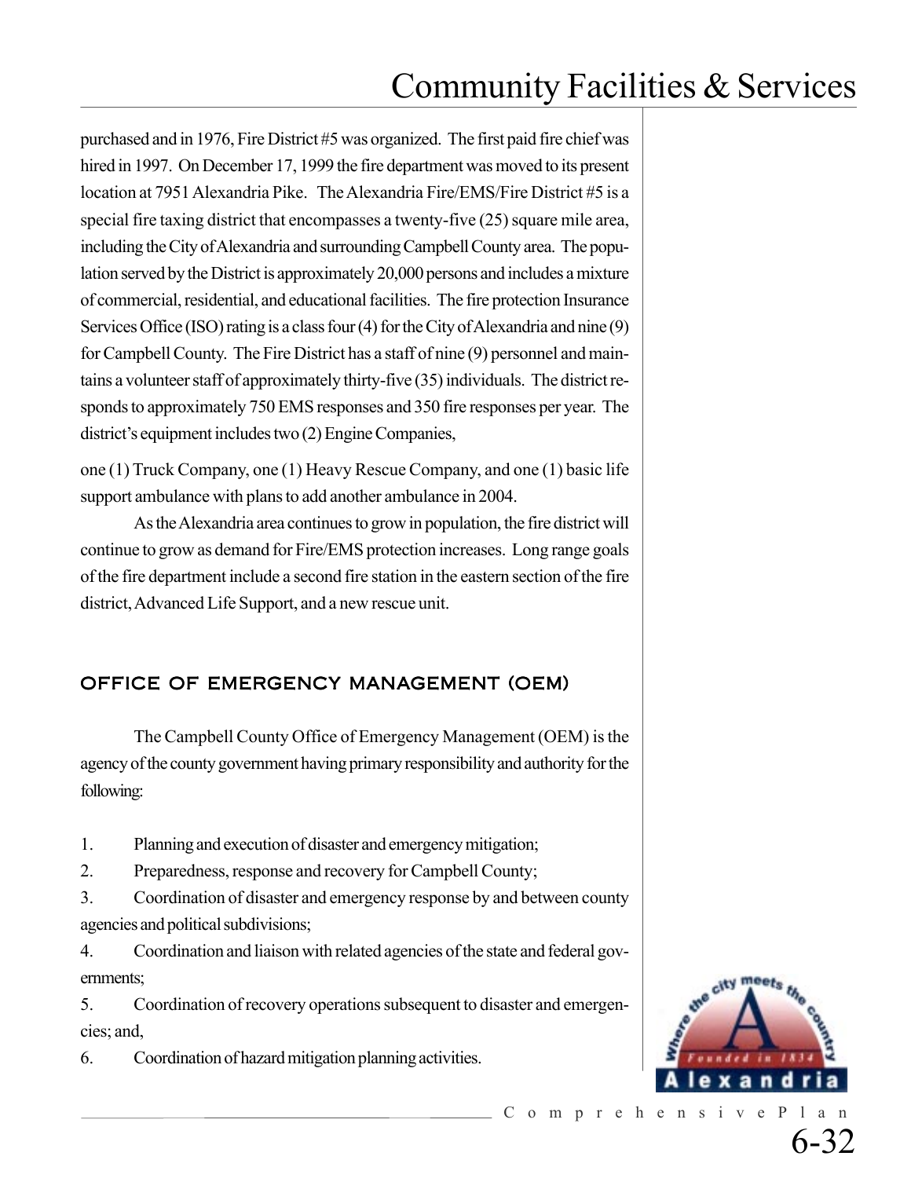purchased and in 1976, Fire District #5 was organized. The first paid fire chief was hired in 1997. On December 17, 1999 the fire department was moved to its present location at 7951 Alexandria Pike. The Alexandria Fire/EMS/Fire District #5 is a special fire taxing district that encompasses a twenty-five (25) square mile area, including the City of Alexandria and surrounding Campbell County area. The population served by the District is approximately 20,000 persons and includes a mixture of commercial, residential, and educational facilities. The fire protection Insurance Services Office (ISO) rating is a class four (4) for the City of Alexandria and nine (9) for Campbell County. The Fire District has a staff of nine (9) personnel and maintains a volunteer staff of approximately thirty-five (35) individuals. The district responds to approximately 750 EMS responses and 350 fire responses per year. The district's equipment includes two (2) Engine Companies, one (1) Truck Company, one (1) Heavy Rescue Company, and one (1) basic life support ambulance with plans to add another ambulance in 2004.

As the Alexandria area continues to grow in population, the fire district will continue to grow as demand for Fire/EMS protection increases. Long range goals of the fire department include a second fire station in the eastern section of the fire district, Advanced Life Support, and a new rescue unit.

## OFFICE OF EMERGENCY MANAGEMENT (OEM)

The Campbell County Office of Emergency Management (OEM) is the agency of the county government having primary responsibility and authority for the following:

1. Planning and execution of disaster and emergency mitigation;
2. Preparedness, response and recovery for Campbell County;
3. Coordination of disaster and emergency response by and between county agencies and political subdivisions;
4. Coordination and liaison with related agencies of the state and federal governments;
5. Coordination of recovery operations subsequent to disaster and emergencies; and,
6. Coordination of hazard mitigation planning activities.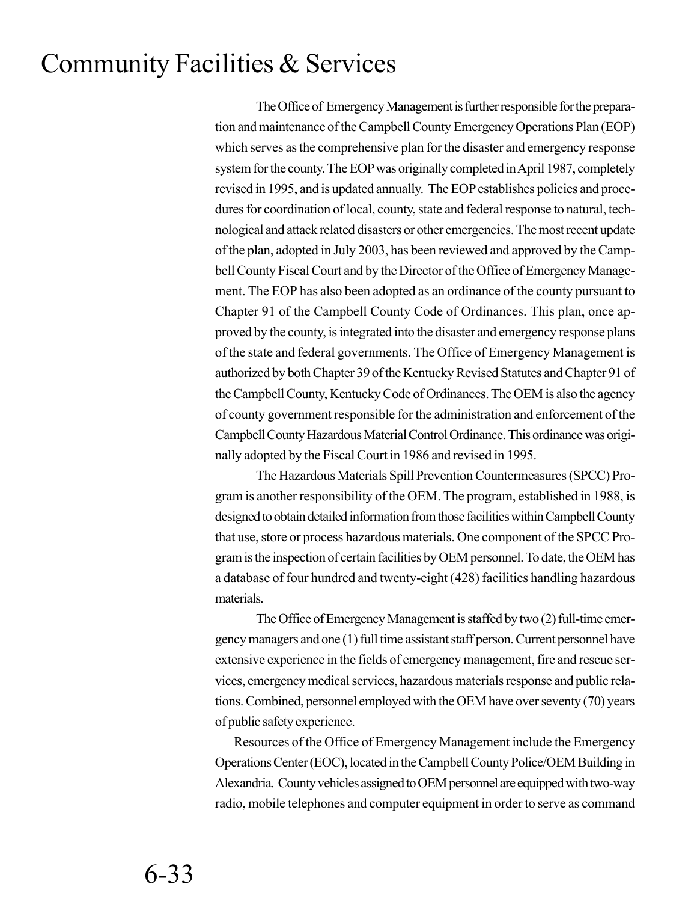The Office of Emergency Management is further responsible for the preparation and maintenance of the Campbell County Emergency Operations Plan (EOP) which serves as the comprehensive plan for the disaster and emergency response system for the county. The EOP was originally completed in April 1987, completely revised in 1995, and is updated annually. The EOP establishes policies and procedures for coordination of local, county, state and federal response to natural, technological and attack related disasters or other emergencies. The most recent update of the plan, adopted in July 2003, has been reviewed and approved by the Campbell County Fiscal Court and by the Director of the Office of Emergency Management. The EOP has also been adopted as an ordinance of the county pursuant to Chapter 91 of the Campbell County Code of Ordinances. This plan, once approved by the county, is integrated into the disaster and emergency response plans of the state and federal governments. The Office of Emergency Management is authorized by both Chapter 39 of the Kentucky Revised Statutes and Chapter 91 of the Campbell County, Kentucky Code of Ordinances. The OEM is also the agency of county government responsible for the administration and enforcement of the Campbell County Hazardous Material Control Ordinance. This ordinance was originally adopted by the Fiscal Court in 1986 and revised in 1995.

The Hazardous Materials Spill Prevention Countermeasures (SPCC) Program is another responsibility of the OEM. The program, established in 1988, is designed to obtain detailed information from those facilities within Campbell County that use, store or process hazardous materials. One component of the SPCC Program is the inspection of certain facilities by OEM personnel. To date, the OEM has a database of four hundred and twenty-eight (428) facilities handling hazardous materials.

The Office of Emergency Management is staffed by two (2) full-time emergency managers and one (1) full time assistant staff person. Current personnel have extensive experience in the fields of emergency management, fire and rescue services, emergency medical services, hazardous materials response and public relations. Combined, personnel employed with the OEM have over seventy (70) years of public safety experience.

Resources of the Office of Emergency Management include the Emergency Operations Center (EOC), located in the Campbell County Police/OEM Building in Alexandria. County vehicles assigned to OEM personnel are equipped with two-way radio, mobile telephones and computer equipment in order to serve as command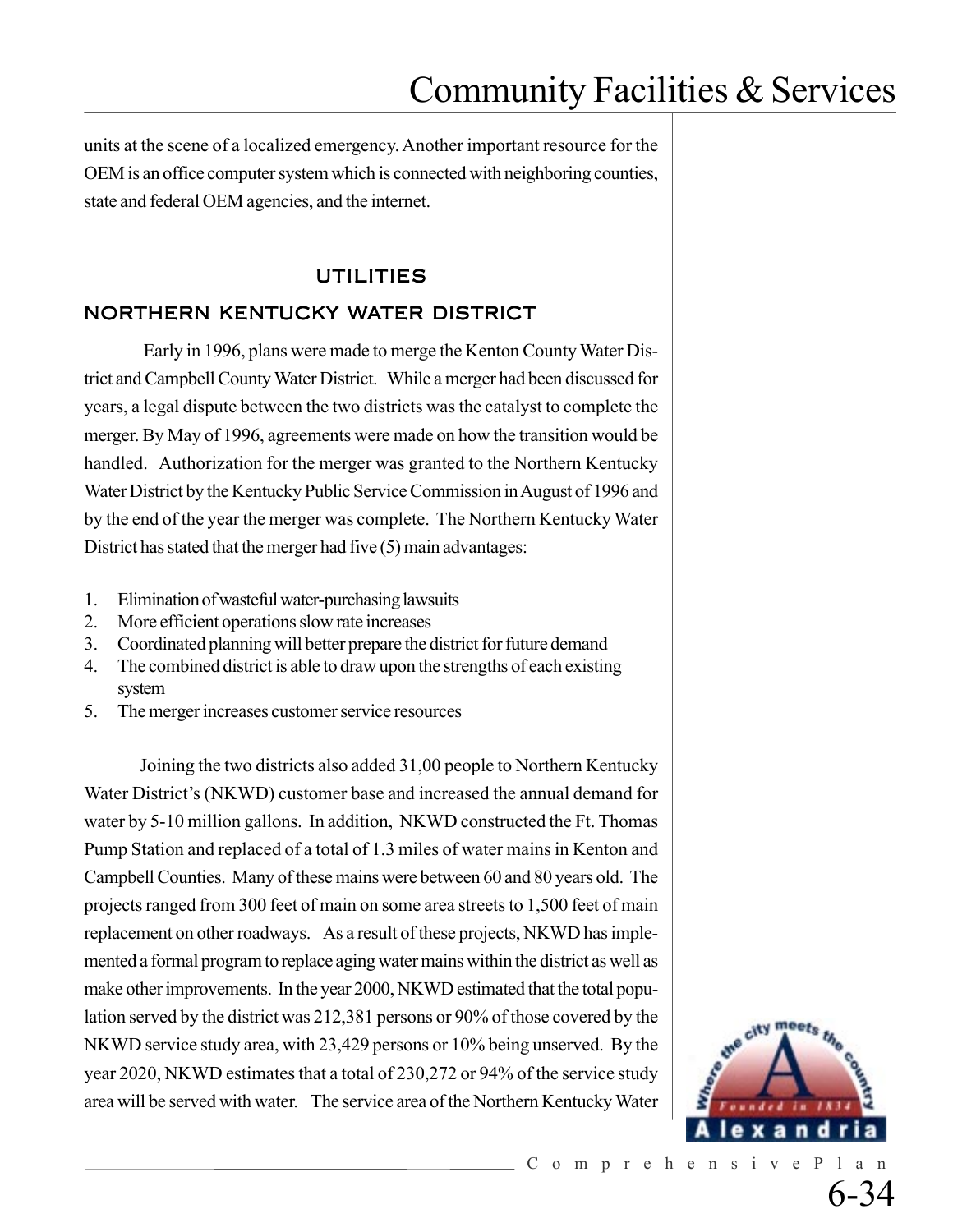units at the scene of a localized emergency. Another important resource for the OEM is an office computer system which is connected with neighboring counties, state and federal OEM agencies, and the internet.

## UTILITIES

### NORTHERN KENTUCKY WATER DISTRICT

Early in 1996, plans were made to merge the Kenton County Water District and Campbell County Water District. While a merger had been discussed for years, a legal dispute between the two districts was the catalyst to complete the merger. By May of 1996, agreements were made on how the transition would be handled. Authorization for the merger was granted to the Northern Kentucky Water District by the Kentucky Public Service Commission in August of 1996 and by the end of the year the merger was complete. The Northern Kentucky Water District has stated that the merger had five (5) main advantages:

1. Elimination of wasteful water-purchasing lawsuits
2. More efficient operations slow rate increases
3. Coordinated planning will better prepare the district for future demand
4. The combined district is able to draw upon the strengths of each existing system
5. The merger increases customer service resources

Joining the two districts also added 31,00 people to Northern Kentucky Water District's (NKWD) customer base and increased the annual demand for water by 5-10 million gallons. In addition, NKWD constructed the Ft. Thomas Pump Station and replaced of a total of 1.3 miles of water mains in Kenton and Campbell Counties. Many of these mains were between 60 and 80 years old. The projects ranged from 300 feet of main on some area streets to 1,500 feet of main replacement on other roadways. As a result of these projects, NKWD has implemented a formal program to replace aging water mains within the district as well as make other improvements. In the year 2000, NKWD estimated that the total population served by the district was 212,381 persons or 90% of those covered by the NKWD service study area, with 23,429 persons or 10% being unserved. By the year 2020, NKWD estimates that a total of 230,272 or 94% of the service study area will be served with water. The service area of the Northern Kentucky Water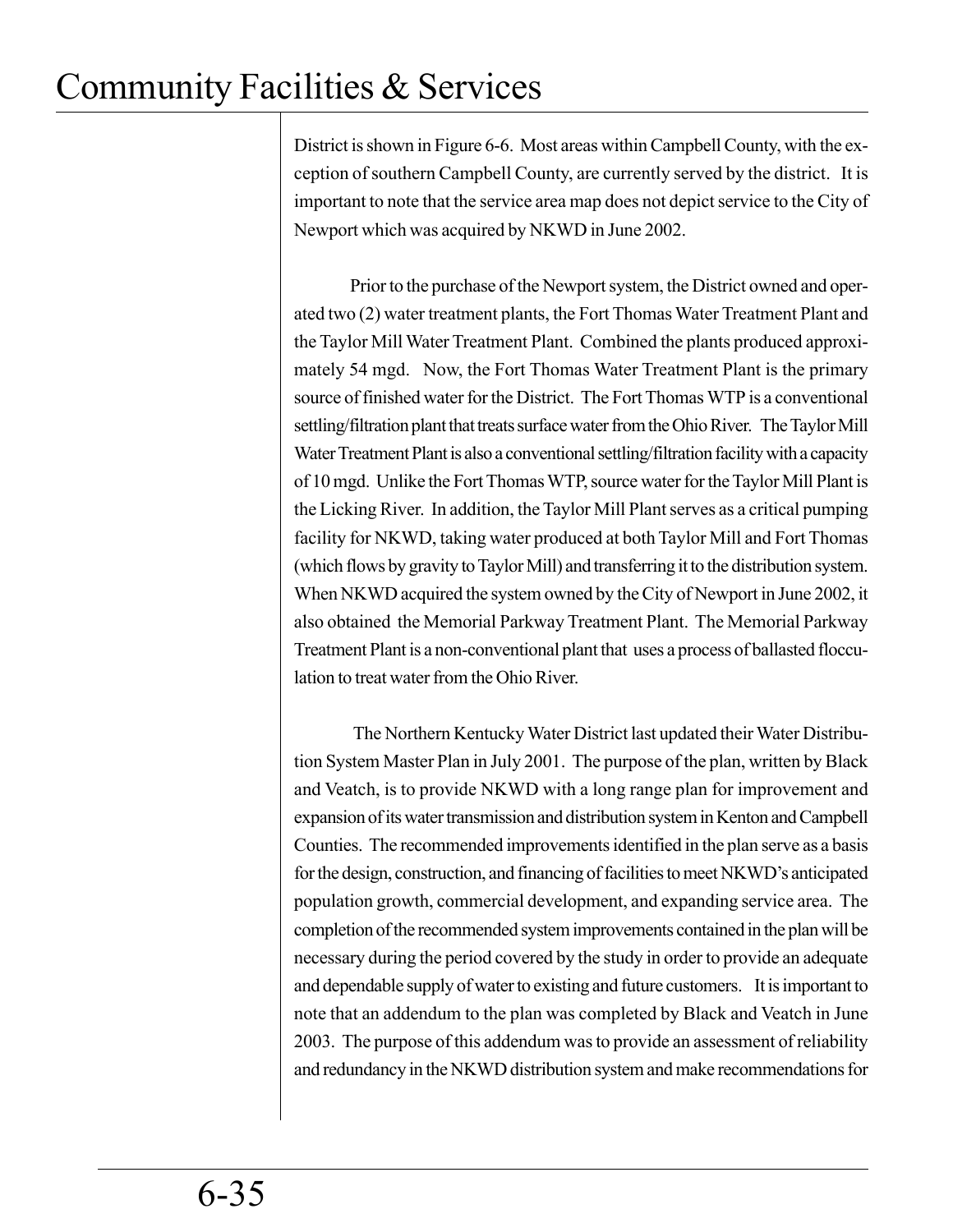District is shown in Figure 6-6. Most areas within Campbell County, with the exception of southern Campbell County, are currently served by the district. It is important to note that the service area map does not depict service to the City of Newport which was acquired by NKWD in June 2002.

Prior to the purchase of the Newport system, the District owned and operated two (2) water treatment plants, the Fort Thomas Water Treatment Plant and the Taylor Mill Water Treatment Plant. Combined the plants produced approximately 54 mgd. Now, the Fort Thomas Water Treatment Plant is the primary source of finished water for the District. The Fort Thomas WTP is a conventional settling/filtration plant that treats surface water from the Ohio River. The Taylor Mill Water Treatment Plant is also a conventional settling/filtration facility with a capacity of 10 mgd. Unlike the Fort Thomas WTP, source water for the Taylor Mill Plant is the Licking River. In addition, the Taylor Mill Plant serves as a critical pumping facility for NKWD, taking water produced at both Taylor Mill and Fort Thomas (which flows by gravity to Taylor Mill) and transferring it to the distribution system. When NKWD acquired the system owned by the City of Newport in June 2002, it also obtained the Memorial Parkway Treatment Plant. The Memorial Parkway Treatment Plant is a non-conventional plant that uses a process of ballasted flocculation to treat water from the Ohio River.

The Northern Kentucky Water District last updated their Water Distribution System Master Plan in July 2001. The purpose of the plan, written by Black and Veatch, is to provide NKWD with a long range plan for improvement and expansion of its water transmission and distribution system in Kenton and Campbell Counties. The recommended improvements identified in the plan serve as a basis for the design, construction, and financing of facilities to meet NKWD's anticipated population growth, commercial development, and expanding service area. The completion of the recommended system improvements contained in the plan will be necessary during the period covered by the study in order to provide an adequate and dependable supply of water to existing and future customers. It is important to note that an addendum to the plan was completed by Black and Veatch in June 2003. The purpose of this addendum was to provide an assessment of reliability and redundancy in the NKWD distribution system and make recommendations for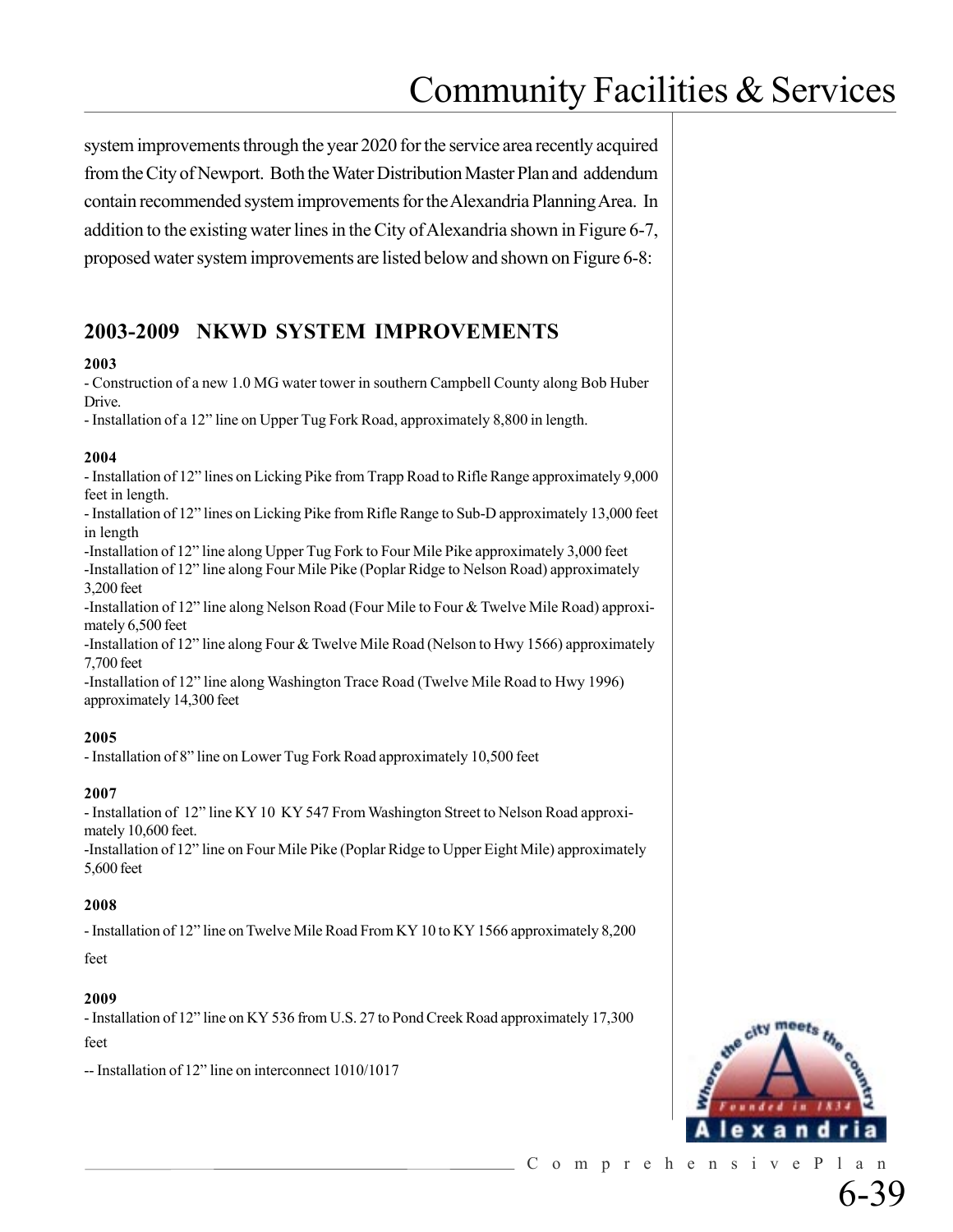system improvements through the year 2020 for the service area recently acquired from the City of Newport. Both the Water Distribution Master Plan and addendum contain recommended system improvements for the Alexandria Planning Area. In addition to the existing water lines in the City of Alexandria shown in Figure 6-7, proposed water system improvements are listed below and shown on Figure 6-8:

## 2003-2009 NKWD SYSTEM IMPROVEMENTS

**2003**

- Construction of a new 1.0 MG water tower in southern Campbell County along Bob Huber Drive.
- Installation of a 12" line on Upper Tug Fork Road, approximately 8,800 in length.

**2004**

- Installation of 12" lines on Licking Pike from Trapp Road to Rifle Range approximately 9,000 feet in length.
- Installation of 12" lines on Licking Pike from Rifle Range to Sub-D approximately 13,000 feet in length
- Installation of 12" line along Upper Tug Fork to Four Mile Pike approximately 3,000 feet
- Installation of 12" line along Four Mile Pike (Poplar Ridge to Nelson Road) approximately 3,200 feet
- Installation of 12" line along Nelson Road (Four Mile to Four & Twelve Mile Road) approximately 6,500 feet
- Installation of 12" line along Four & Twelve Mile Road (Nelson to Hwy 1566) approximately 7,700 feet
- Installation of 12" line along Washington Trace Road (Twelve Mile Road to Hwy 1996) approximately 14,300 feet

**2005**

- Installation of 8" line on Lower Tug Fork Road approximately 10,500 feet

**2007**

- Installation of 12" line KY 10 KY 547 From Washington Street to Nelson Road approximately 10,600 feet.
- Installation of 12" line on Four Mile Pike (Poplar Ridge to Upper Eight Mile) approximately 5,600 feet

**2008**

- Installation of 12" line on Twelve Mile Road From KY 10 to KY 1566 approximately 8,200 feet

**2009**

- Installation of 12" line on KY 536 from U.S. 27 to Pond Creek Road approximately 17,300 feet
- Installation of 12" line on interconnect 1010/1017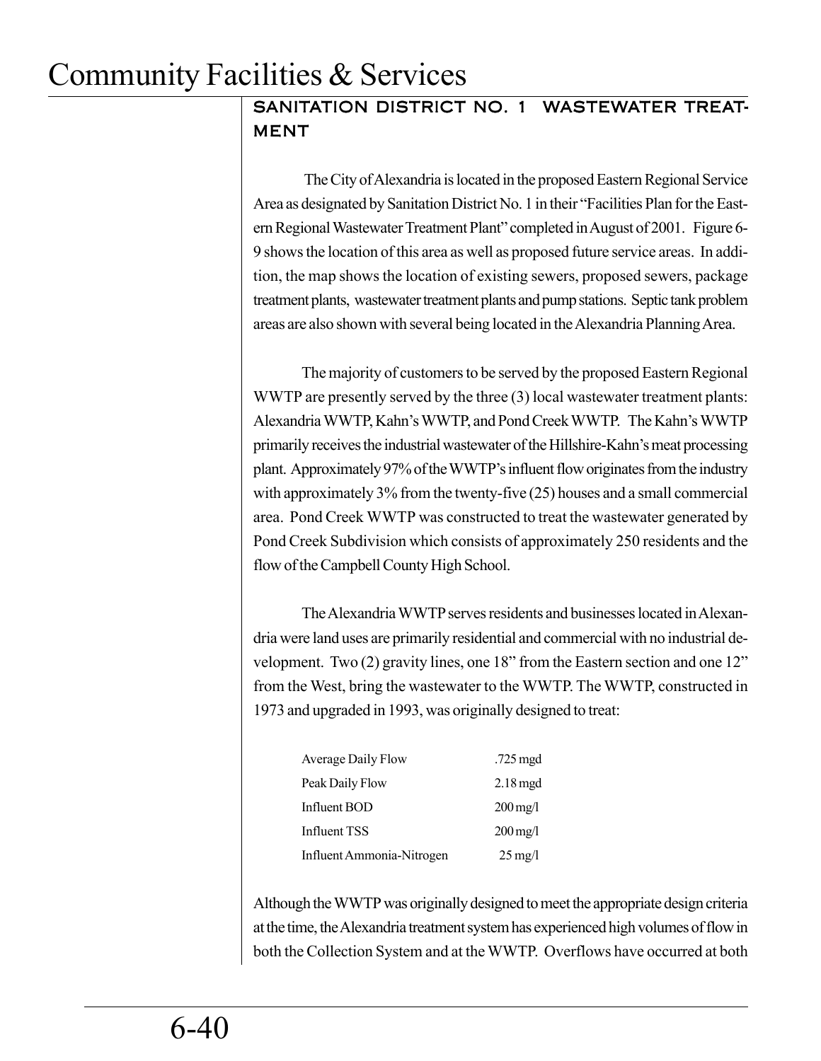## SANITATION DISTRICT NO. 1 WASTEWATER TREATMENT

The City of Alexandria is located in the proposed Eastern Regional Service Area as designated by Sanitation District No. 1 in their "Facilities Plan for the Eastern Regional Wastewater Treatment Plant" completed in August of 2001. Figure 6-9 shows the location of this area as well as proposed future service areas. In addition, the map shows the location of existing sewers, proposed sewers, package treatment plants, wastewater treatment plants and pump stations. Septic tank problem areas are also shown with several being located in the Alexandria Planning Area.

The majority of customers to be served by the proposed Eastern Regional WWTP are presently served by the three (3) local wastewater treatment plants: Alexandria WWTP, Kahn's WWTP, and Pond Creek WWTP. The Kahn's WWTP primarily receives the industrial wastewater of the Hillshire-Kahn's meat processing plant. Approximately 97% of the WWTP's influent flow originates from the industry with approximately 3% from the twenty-five (25) houses and a small commercial area. Pond Creek WWTP was constructed to treat the wastewater generated by Pond Creek Subdivision which consists of approximately 250 residents and the flow of the Campbell County High School.

The Alexandria WWTP serves residents and businesses located in Alexandria were land uses are primarily residential and commercial with no industrial development. Two (2) gravity lines, one 18" from the Eastern section and one 12" from the West, bring the wastewater to the WWTP. The WWTP, constructed in 1973 and upgraded in 1993, was originally designed to treat:

| | |
|---|---|
| Average Daily Flow | .725 mgd |
| Peak Daily Flow | 2.18 mgd |
| Influent BOD | 200 mg/l |
| Influent TSS | 200 mg/l |
| Influent Ammonia-Nitrogen | 25 mg/l |

Although the WWTP was originally designed to meet the appropriate design criteria at the time, the Alexandria treatment system has experienced high volumes of flow in both the Collection System and at the WWTP. Overflows have occurred at both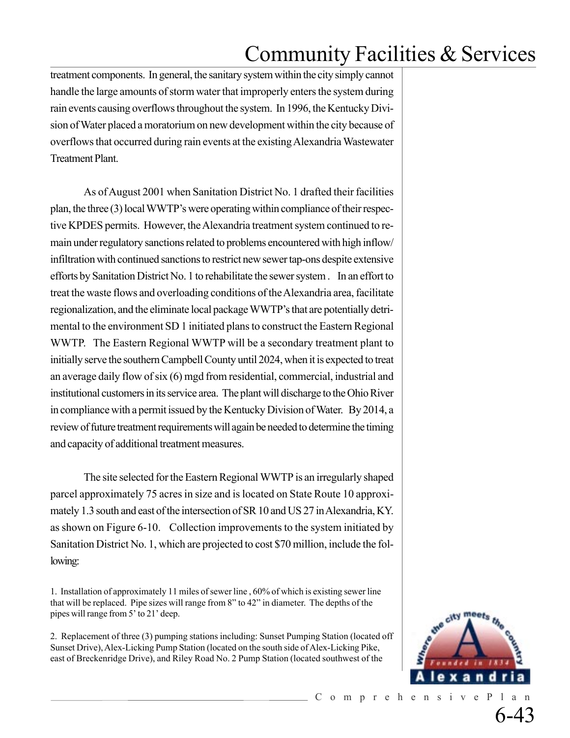treatment components. In general, the sanitary system within the city simply cannot handle the large amounts of storm water that improperly enters the system during rain events causing overflows throughout the system. In 1996, the Kentucky Division of Water placed a moratorium on new development within the city because of overflows that occurred during rain events at the existing Alexandria Wastewater Treatment Plant.

As of August 2001 when Sanitation District No. 1 drafted their facilities plan, the three (3) local WWTP's were operating within compliance of their respective KPDES permits. However, the Alexandria treatment system continued to remain under regulatory sanctions related to problems encountered with high inflow/infiltration with continued sanctions to restrict new sewer tap-ons despite extensive efforts by Sanitation District No. 1 to rehabilitate the sewer system . In an effort to treat the waste flows and overloading conditions of the Alexandria area, facilitate regionalization, and the eliminate local package WWTP's that are potentially detrimental to the environment SD 1 initiated plans to construct the Eastern Regional WWTP. The Eastern Regional WWTP will be a secondary treatment plant to initially serve the southern Campbell County until 2024, when it is expected to treat an average daily flow of six (6) mgd from residential, commercial, industrial and institutional customers in its service area. The plant will discharge to the Ohio River in compliance with a permit issued by the Kentucky Division of Water. By 2014, a review of future treatment requirements will again be needed to determine the timing and capacity of additional treatment measures.

The site selected for the Eastern Regional WWTP is an irregularly shaped parcel approximately 75 acres in size and is located on State Route 10 approximately 1.3 south and east of the intersection of SR 10 and US 27 in Alexandria, KY. as shown on Figure 6-10. Collection improvements to the system initiated by Sanitation District No. 1, which are projected to cost $70 million, include the following:

1. Installation of approximately 11 miles of sewer line , 60% of which is existing sewer line that will be replaced. Pipe sizes will range from 8" to 42" in diameter. The depths of the pipes will range from 5' to 21' deep.

2. Replacement of three (3) pumping stations including: Sunset Pumping Station (located off Sunset Drive), Alex-Licking Pump Station (located on the south side of Alex-Licking Pike, east of Breckenridge Drive), and Riley Road No. 2 Pump Station (located southwest of the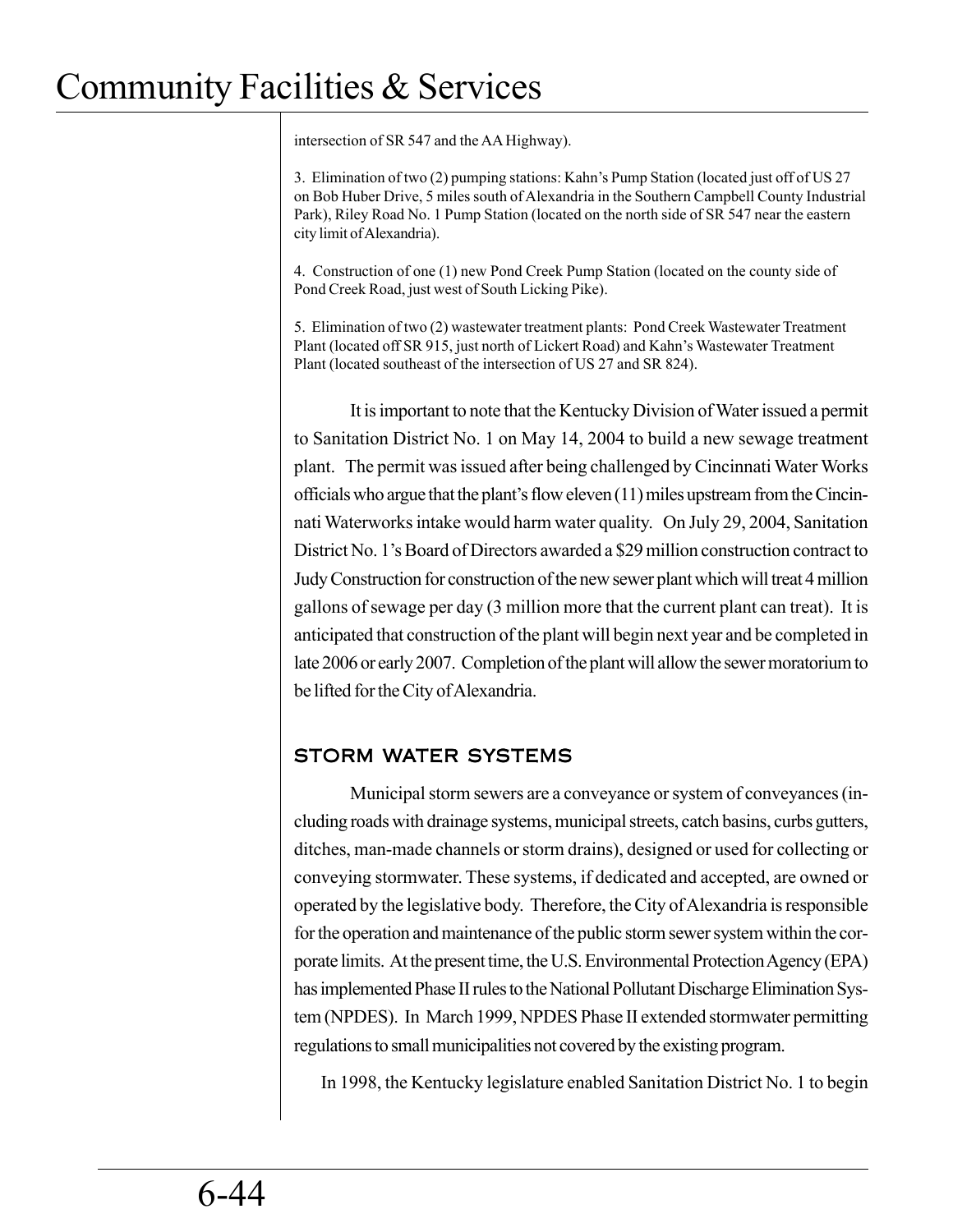intersection of SR 547 and the AA Highway).

3. Elimination of two (2) pumping stations: Kahn's Pump Station (located just off of US 27 on Bob Huber Drive, 5 miles south of Alexandria in the Southern Campbell County Industrial Park), Riley Road No. 1 Pump Station (located on the north side of SR 547 near the eastern city limit of Alexandria).

4. Construction of one (1) new Pond Creek Pump Station (located on the county side of Pond Creek Road, just west of South Licking Pike).

5. Elimination of two (2) wastewater treatment plants: Pond Creek Wastewater Treatment Plant (located off SR 915, just north of Lickert Road) and Kahn's Wastewater Treatment Plant (located southeast of the intersection of US 27 and SR 824).

It is important to note that the Kentucky Division of Water issued a permit to Sanitation District No. 1 on May 14, 2004 to build a new sewage treatment plant. The permit was issued after being challenged by Cincinnati Water Works officials who argue that the plant's flow eleven (11) miles upstream from the Cincinnati Waterworks intake would harm water quality. On July 29, 2004, Sanitation District No. 1's Board of Directors awarded a $29 million construction contract to Judy Construction for construction of the new sewer plant which will treat 4 million gallons of sewage per day (3 million more that the current plant can treat). It is anticipated that construction of the plant will begin next year and be completed in late 2006 or early 2007. Completion of the plant will allow the sewer moratorium to be lifted for the City of Alexandria.

## STORM WATER SYSTEMS

Municipal storm sewers are a conveyance or system of conveyances (including roads with drainage systems, municipal streets, catch basins, curbs gutters, ditches, man-made channels or storm drains), designed or used for collecting or conveying stormwater. These systems, if dedicated and accepted, are owned or operated by the legislative body. Therefore, the City of Alexandria is responsible for the operation and maintenance of the public storm sewer system within the corporate limits. At the present time, the U.S. Environmental Protection Agency (EPA) has implemented Phase II rules to the National Pollutant Discharge Elimination System (NPDES). In March 1999, NPDES Phase II extended stormwater permitting regulations to small municipalities not covered by the existing program.

In 1998, the Kentucky legislature enabled Sanitation District No. 1 to begin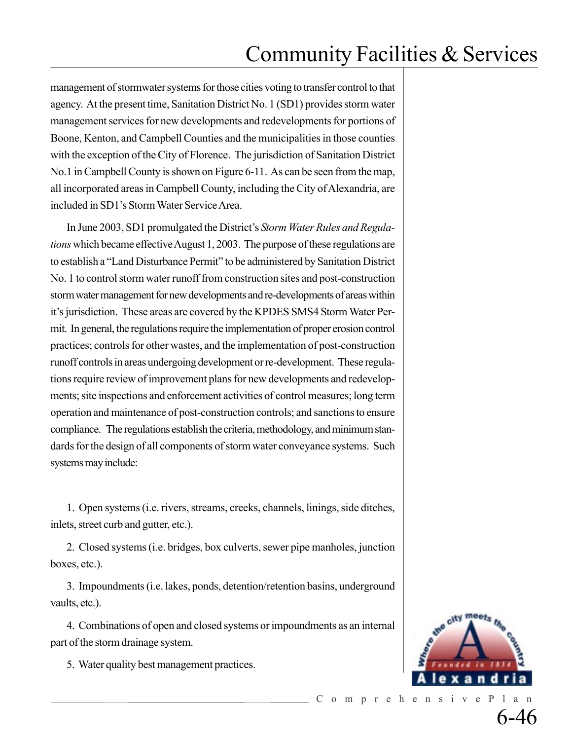management of stormwater systems for those cities voting to transfer control to that agency. At the present time, Sanitation District No. 1 (SD1) provides storm water management services for new developments and redevelopments for portions of Boone, Kenton, and Campbell Counties and the municipalities in those counties with the exception of the City of Florence. The jurisdiction of Sanitation District No.1 in Campbell County is shown on Figure 6-11. As can be seen from the map, all incorporated areas in Campbell County, including the City of Alexandria, are included in SD1's Storm Water Service Area.

In June 2003, SD1 promulgated the District's *Storm Water Rules and Regulations* which became effective August 1, 2003. The purpose of these regulations are to establish a "Land Disturbance Permit" to be administered by Sanitation District No. 1 to control storm water runoff from construction sites and post-construction storm water management for new developments and re-developments of areas within it's jurisdiction. These areas are covered by the KPDES SMS4 Storm Water Permit. In general, the regulations require the implementation of proper erosion control practices; controls for other wastes, and the implementation of post-construction runoff controls in areas undergoing development or re-development. These regulations require review of improvement plans for new developments and redevelopments; site inspections and enforcement activities of control measures; long term operation and maintenance of post-construction controls; and sanctions to ensure compliance. The regulations establish the criteria, methodology, and minimum standards for the design of all components of storm water conveyance systems. Such systems may include:

1. Open systems (i.e. rivers, streams, creeks, channels, linings, side ditches, inlets, street curb and gutter, etc.).

2. Closed systems (i.e. bridges, box culverts, sewer pipe manholes, junction boxes, etc.).

3. Impoundments (i.e. lakes, ponds, detention/retention basins, underground vaults, etc.).

4. Combinations of open and closed systems or impoundments as an internal part of the storm drainage system.

5. Water quality best management practices.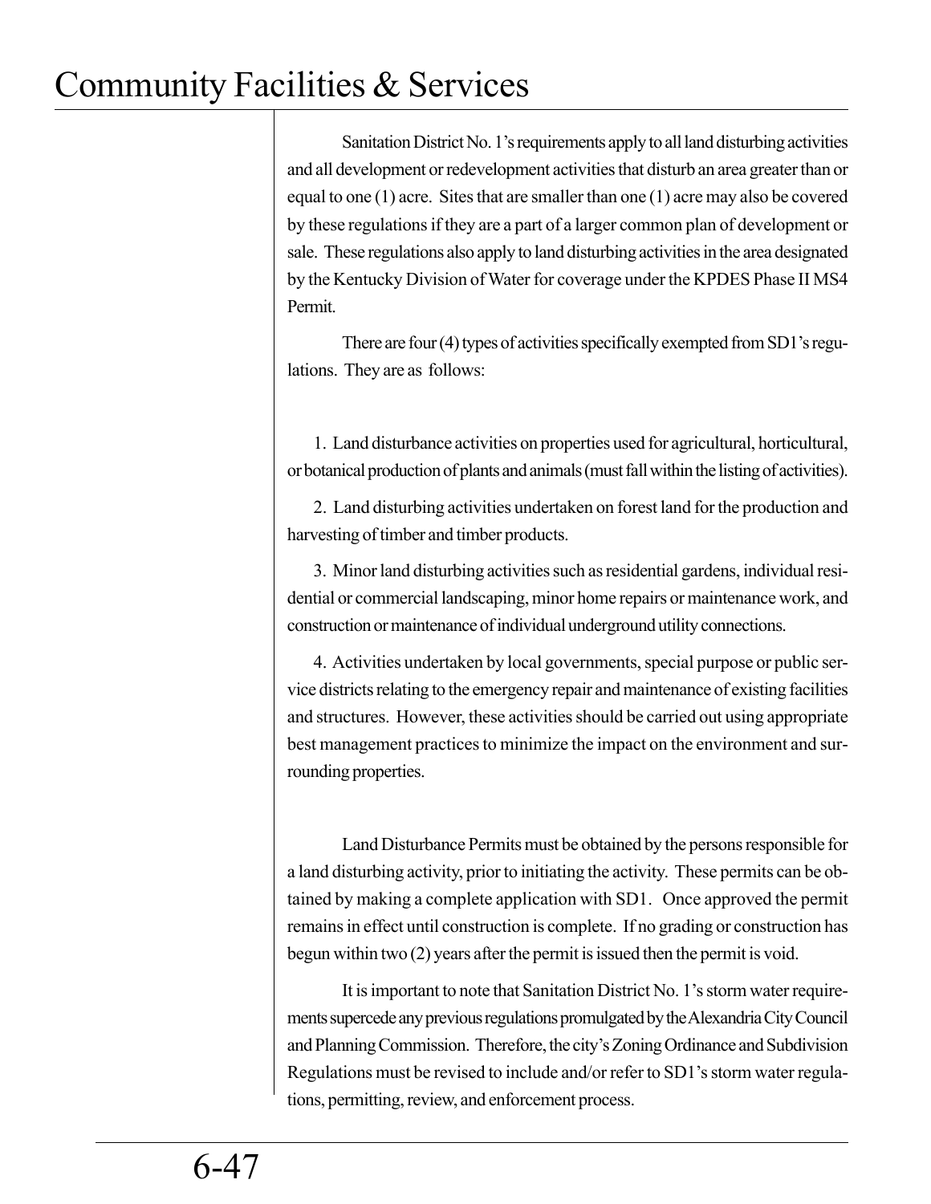Sanitation District No. 1's requirements apply to all land disturbing activities and all development or redevelopment activities that disturb an area greater than or equal to one (1) acre. Sites that are smaller than one (1) acre may also be covered by these regulations if they are a part of a larger common plan of development or sale. These regulations also apply to land disturbing activities in the area designated by the Kentucky Division of Water for coverage under the KPDES Phase II MS4 Permit.

There are four (4) types of activities specifically exempted from SD1's regulations. They are as follows:

1. Land disturbance activities on properties used for agricultural, horticultural, or botanical production of plants and animals (must fall within the listing of activities).

2. Land disturbing activities undertaken on forest land for the production and harvesting of timber and timber products.

3. Minor land disturbing activities such as residential gardens, individual residential or commercial landscaping, minor home repairs or maintenance work, and construction or maintenance of individual underground utility connections.

4. Activities undertaken by local governments, special purpose or public service districts relating to the emergency repair and maintenance of existing facilities and structures. However, these activities should be carried out using appropriate best management practices to minimize the impact on the environment and surrounding properties.

Land Disturbance Permits must be obtained by the persons responsible for a land disturbing activity, prior to initiating the activity. These permits can be obtained by making a complete application with SD1. Once approved the permit remains in effect until construction is complete. If no grading or construction has begun within two (2) years after the permit is issued then the permit is void.

It is important to note that Sanitation District No. 1's storm water requirements supercede any previous regulations promulgated by the Alexandria City Council and Planning Commission. Therefore, the city's Zoning Ordinance and Subdivision Regulations must be revised to include and/or refer to SD1's storm water regulations, permitting, review, and enforcement process.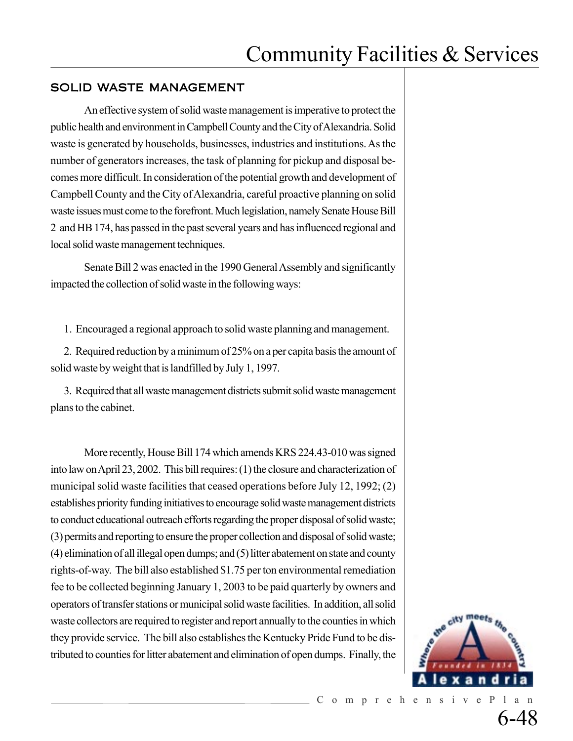## SOLID WASTE MANAGEMENT

An effective system of solid waste management is imperative to protect the public health and environment in Campbell County and the City of Alexandria. Solid waste is generated by households, businesses, industries and institutions. As the number of generators increases, the task of planning for pickup and disposal becomes more difficult. In consideration of the potential growth and development of Campbell County and the City of Alexandria, careful proactive planning on solid waste issues must come to the forefront. Much legislation, namely Senate House Bill 2 and HB 174, has passed in the past several years and has influenced regional and local solid waste management techniques.

Senate Bill 2 was enacted in the 1990 General Assembly and significantly impacted the collection of solid waste in the following ways:

1. Encouraged a regional approach to solid waste planning and management.
2. Required reduction by a minimum of 25% on a per capita basis the amount of solid waste by weight that is landfilled by July 1, 1997.
3. Required that all waste management districts submit solid waste management plans to the cabinet.

More recently, House Bill 174 which amends KRS 224.43-010 was signed into law on April 23, 2002. This bill requires: (1) the closure and characterization of municipal solid waste facilities that ceased operations before July 12, 1992; (2) establishes priority funding initiatives to encourage solid waste management districts to conduct educational outreach efforts regarding the proper disposal of solid waste; (3) permits and reporting to ensure the proper collection and disposal of solid waste; (4) elimination of all illegal open dumps; and (5) litter abatement on state and county rights-of-way. The bill also established $1.75 per ton environmental remediation fee to be collected beginning January 1, 2003 to be paid quarterly by owners and operators of transfer stations or municipal solid waste facilities. In addition, all solid waste collectors are required to register and report annually to the counties in which they provide service. The bill also establishes the Kentucky Pride Fund to be distributed to counties for litter abatement and elimination of open dumps. Finally, the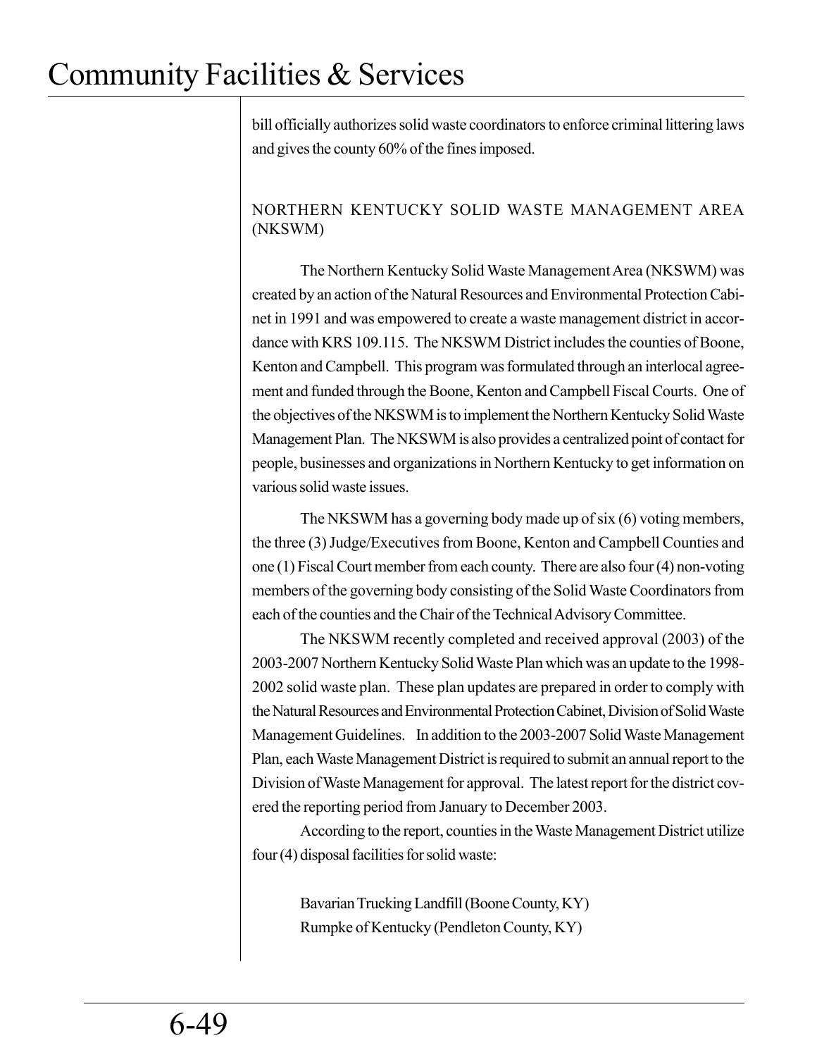bill officially authorizes solid waste coordinators to enforce criminal littering laws and gives the county 60% of the fines imposed.

## NORTHERN KENTUCKY SOLID WASTE MANAGEMENT AREA (NKSWM)

The Northern Kentucky Solid Waste Management Area (NKSWM) was created by an action of the Natural Resources and Environmental Protection Cabinet in 1991 and was empowered to create a waste management district in accordance with KRS 109.115. The NKSWM District includes the counties of Boone, Kenton and Campbell. This program was formulated through an interlocal agreement and funded through the Boone, Kenton and Campbell Fiscal Courts. One of the objectives of the NKSWM is to implement the Northern Kentucky Solid Waste Management Plan. The NKSWM is also provides a centralized point of contact for people, businesses and organizations in Northern Kentucky to get information on various solid waste issues.

The NKSWM has a governing body made up of six (6) voting members, the three (3) Judge/Executives from Boone, Kenton and Campbell Counties and one (1) Fiscal Court member from each county. There are also four (4) non-voting members of the governing body consisting of the Solid Waste Coordinators from each of the counties and the Chair of the Technical Advisory Committee.

The NKSWM recently completed and received approval (2003) of the 2003-2007 Northern Kentucky Solid Waste Plan which was an update to the 1998-2002 solid waste plan. These plan updates are prepared in order to comply with the Natural Resources and Environmental Protection Cabinet, Division of Solid Waste Management Guidelines. In addition to the 2003-2007 Solid Waste Management Plan, each Waste Management District is required to submit an annual report to the Division of Waste Management for approval. The latest report for the district covered the reporting period from January to December 2003.

According to the report, counties in the Waste Management District utilize four (4) disposal facilities for solid waste:

Bavarian Trucking Landfill (Boone County, KY)
Rumpke of Kentucky (Pendleton County, KY)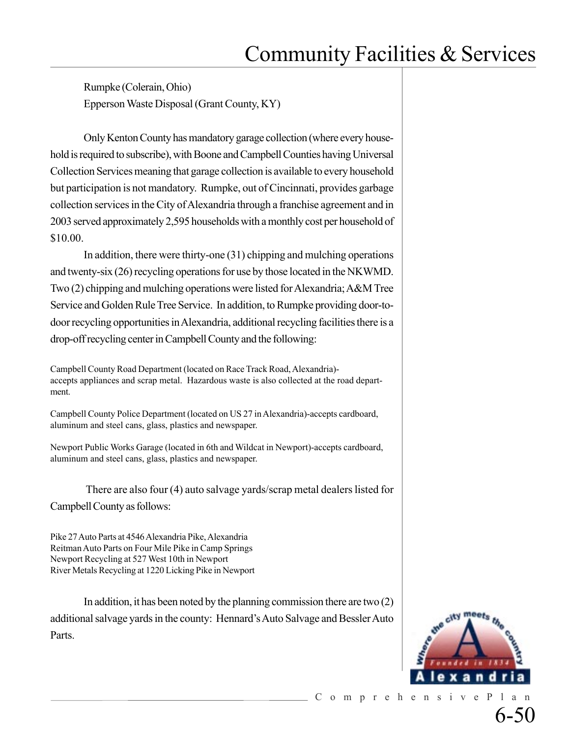Rumpke (Colerain, Ohio)
Epperson Waste Disposal (Grant County, KY)

Only Kenton County has mandatory garage collection (where every household is required to subscribe), with Boone and Campbell Counties having Universal Collection Services meaning that garage collection is available to every household but participation is not mandatory. Rumpke, out of Cincinnati, provides garbage collection services in the City of Alexandria through a franchise agreement and in 2003 served approximately 2,595 households with a monthly cost per household of $10.00.

In addition, there were thirty-one (31) chipping and mulching operations and twenty-six (26) recycling operations for use by those located in the NKWMD. Two (2) chipping and mulching operations were listed for Alexandria; A&M Tree Service and Golden Rule Tree Service. In addition, to Rumpke providing door-to-door recycling opportunities in Alexandria, additional recycling facilities there is a drop-off recycling center in Campbell County and the following:

Campbell County Road Department (located on Race Track Road, Alexandria)-accepts appliances and scrap metal. Hazardous waste is also collected at the road department.

Campbell County Police Department (located on US 27 in Alexandria)-accepts cardboard, aluminum and steel cans, glass, plastics and newspaper.

Newport Public Works Garage (located in 6th and Wildcat in Newport)-accepts cardboard, aluminum and steel cans, glass, plastics and newspaper.

There are also four (4) auto salvage yards/scrap metal dealers listed for Campbell County as follows:

Pike 27 Auto Parts at 4546 Alexandria Pike, Alexandria
Reitman Auto Parts on Four Mile Pike in Camp Springs
Newport Recycling at 527 West 10th in Newport
River Metals Recycling at 1220 Licking Pike in Newport

In addition, it has been noted by the planning commission there are two (2) additional salvage yards in the county: Hennard's Auto Salvage and Bessler Auto Parts.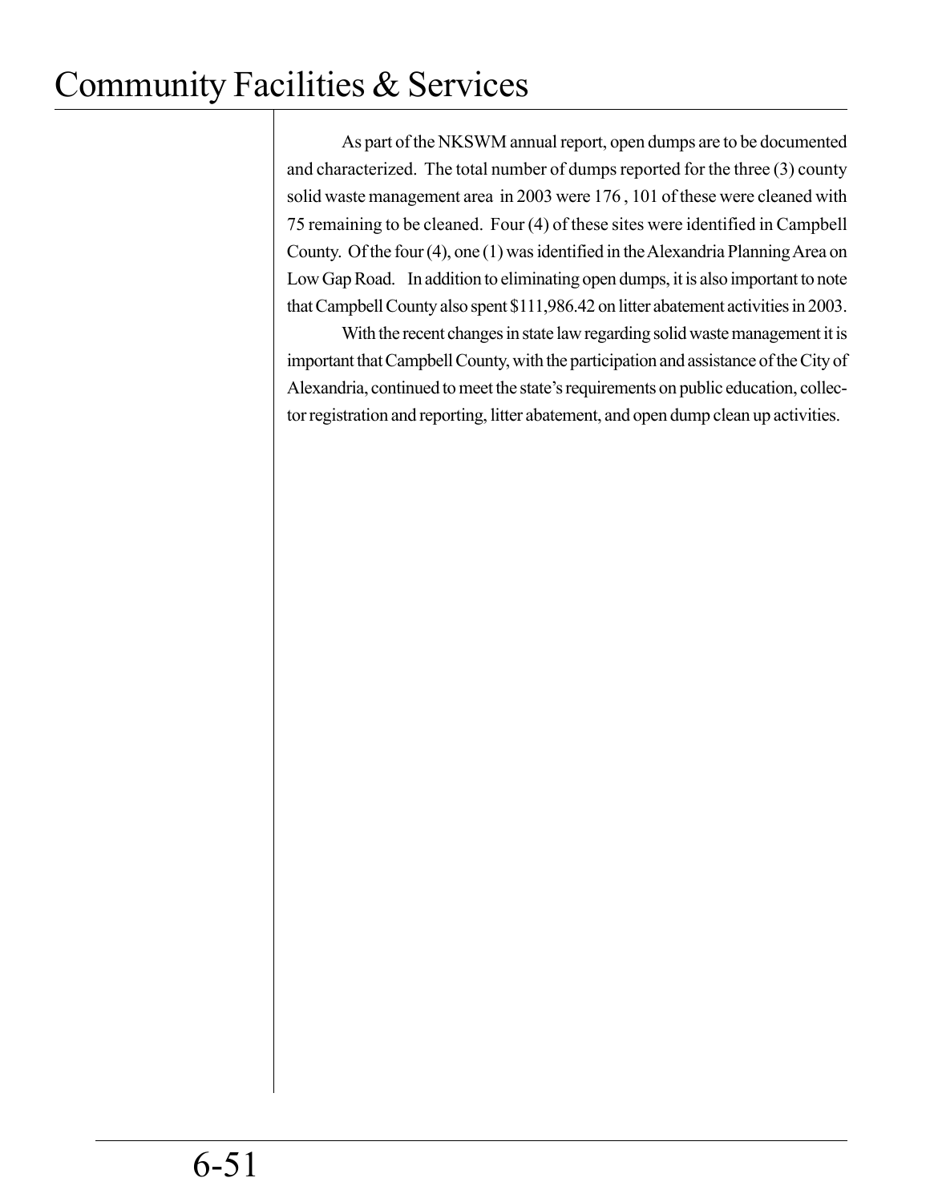As part of the NKSWM annual report, open dumps are to be documented and characterized. The total number of dumps reported for the three (3) county solid waste management area in 2003 were 176 , 101 of these were cleaned with 75 remaining to be cleaned. Four (4) of these sites were identified in Campbell County. Of the four (4), one (1) was identified in the Alexandria Planning Area on Low Gap Road. In addition to eliminating open dumps, it is also important to note that Campbell County also spent $111,986.42 on litter abatement activities in 2003.

With the recent changes in state law regarding solid waste management it is important that Campbell County, with the participation and assistance of the City of Alexandria, continued to meet the state's requirements on public education, collector registration and reporting, litter abatement, and open dump clean up activities.